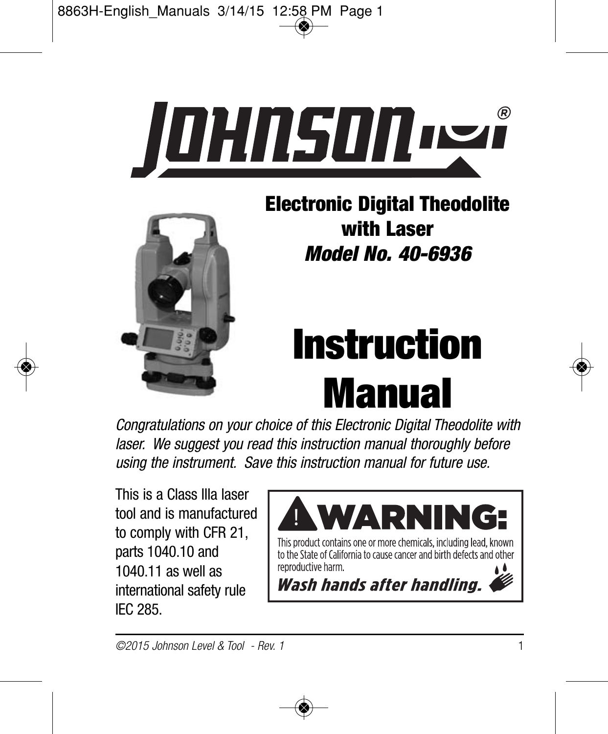# JOHNSON®

## Electronic Digital Theodolite with Laser

### *Model No. 40-6936*

# Instruction Manual

*Congratulations on your choice of this Electronic Digital Theodolite with laser. We suggest you read this instruction manual thoroughly before using the instrument. Save this instruction manual for future use.*

This is a Class IIIa laser tool and is manufactured to comply with CFR 21, parts 1040.10 and 1040.11 as well as international safety rule IEC 285.

**⚠ WARNING:**

This product contains one or more chemicals, including lead, known to the State of California to cause cancer and birth defects and other reproductive harm.

***Wash hands after handling.***

*©2015 Johnson Level & Tool - Rev. 1*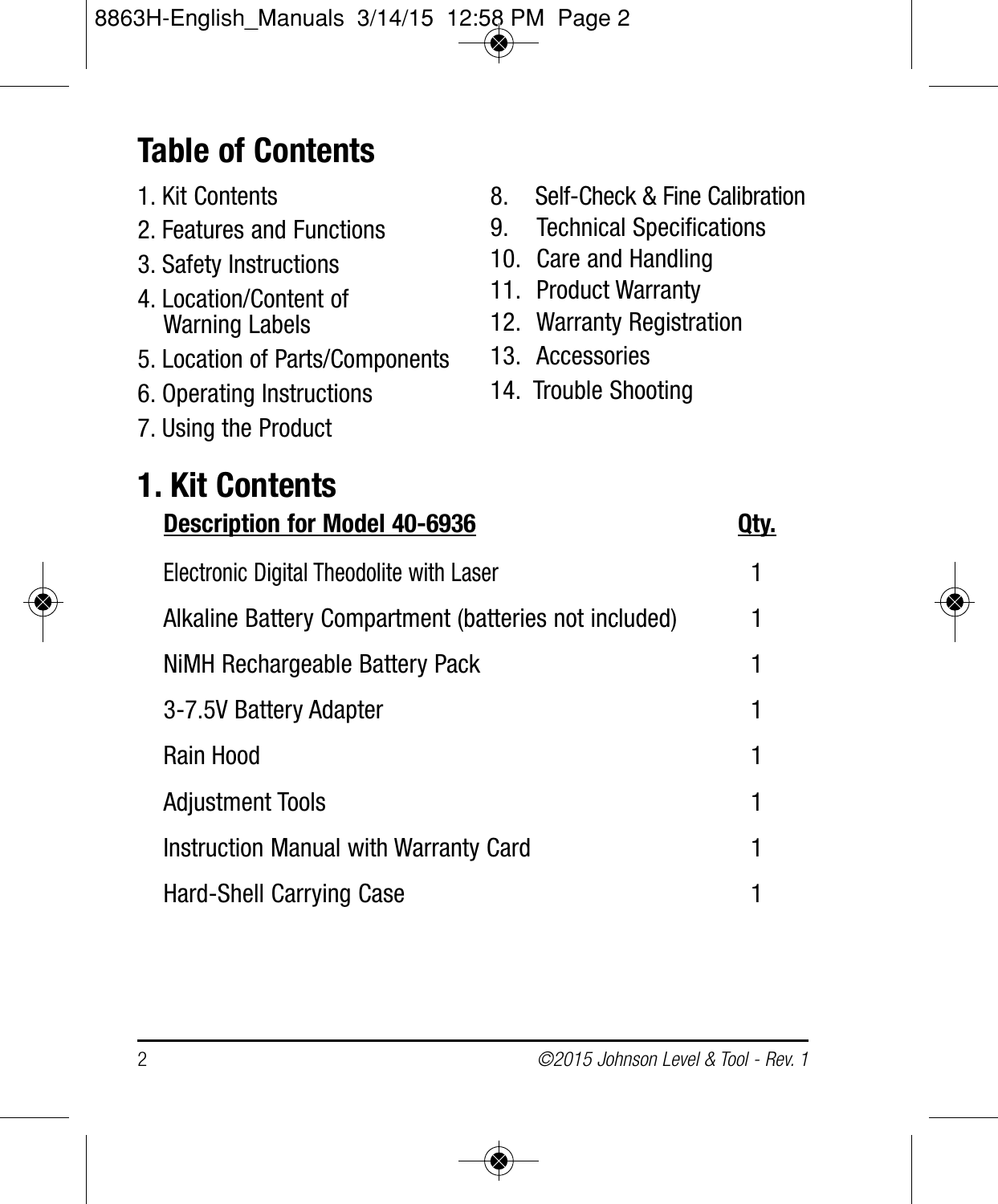# Table of Contents

1. Kit Contents
2. Features and Functions
3. Safety Instructions
4. Location/Content of Warning Labels
5. Location of Parts/Components
6. Operating Instructions
7. Using the Product
8. Self-Check & Fine Calibration
9. Technical Specifications
10. Care and Handling
11. Product Warranty
12. Warranty Registration
13. Accessories
14. Trouble Shooting

# 1. Kit Contents

| Description for Model 40-6936 | Qty. |
|---|---|
| Electronic Digital Theodolite with Laser | 1 |
| Alkaline Battery Compartment (batteries not included) | 1 |
| NiMH Rechargeable Battery Pack | 1 |
| 3-7.5V Battery Adapter | 1 |
| Rain Hood | 1 |
| Adjustment Tools | 1 |
| Instruction Manual with Warranty Card | 1 |
| Hard-Shell Carrying Case | 1 |

*©2015 Johnson Level & Tool - Rev. 1*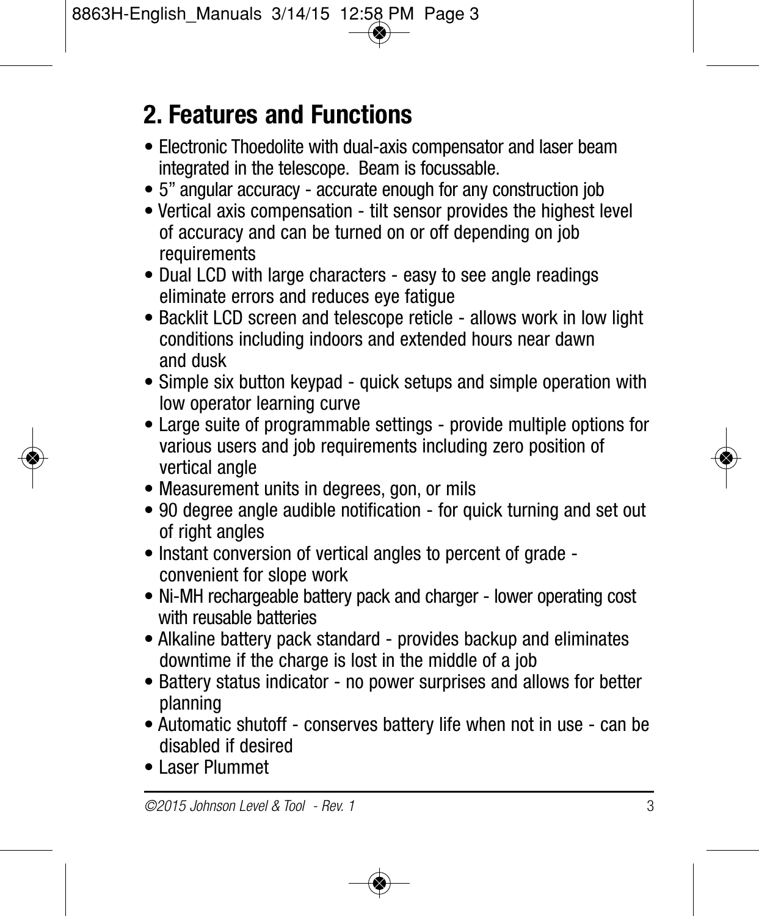## 2. Features and Functions

- Electronic Thoedolite with dual-axis compensator and laser beam integrated in the telescope. Beam is focussable.
- 5" angular accuracy - accurate enough for any construction job
- Vertical axis compensation - tilt sensor provides the highest level of accuracy and can be turned on or off depending on job requirements
- Dual LCD with large characters - easy to see angle readings eliminate errors and reduces eye fatigue
- Backlit LCD screen and telescope reticle - allows work in low light conditions including indoors and extended hours near dawn and dusk
- Simple six button keypad - quick setups and simple operation with low operator learning curve
- Large suite of programmable settings - provide multiple options for various users and job requirements including zero position of vertical angle
- Measurement units in degrees, gon, or mils
- 90 degree angle audible notification - for quick turning and set out of right angles
- Instant conversion of vertical angles to percent of grade - convenient for slope work
- Ni-MH rechargeable battery pack and charger - lower operating cost with reusable batteries
- Alkaline battery pack standard - provides backup and eliminates downtime if the charge is lost in the middle of a job
- Battery status indicator - no power surprises and allows for better planning
- Automatic shutoff - conserves battery life when not in use - can be disabled if desired
- Laser Plummet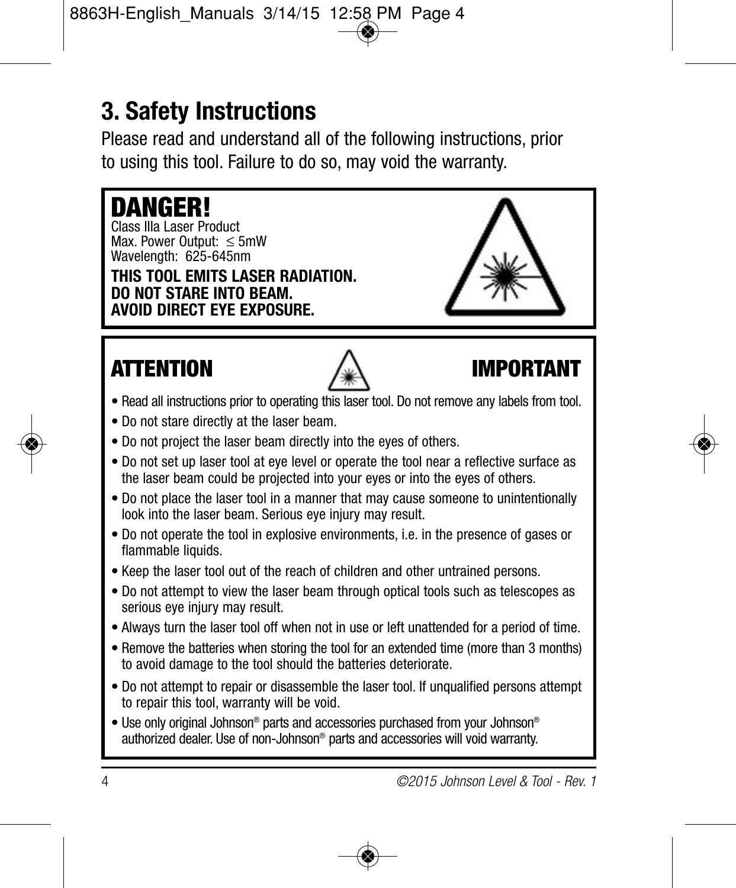# 3. Safety Instructions

Please read and understand all of the following instructions, prior to using this tool. Failure to do so, may void the warranty.

## DANGER!

Class IIIa Laser Product
Max. Power Output: $\leq$ 5mW
Wavelength: 625-645nm

**THIS TOOL EMITS LASER RADIATION.**
**DO NOT STARE INTO BEAM.**
**AVOID DIRECT EYE EXPOSURE.**

## ATTENTION IMPORTANT

- Read all instructions prior to operating this laser tool. Do not remove any labels from tool.
- Do not stare directly at the laser beam.
- Do not project the laser beam directly into the eyes of others.
- Do not set up laser tool at eye level or operate the tool near a reflective surface as the laser beam could be projected into your eyes or into the eyes of others.
- Do not place the laser tool in a manner that may cause someone to unintentionally look into the laser beam. Serious eye injury may result.
- Do not operate the tool in explosive environments, i.e. in the presence of gases or flammable liquids.
- Keep the laser tool out of the reach of children and other untrained persons.
- Do not attempt to view the laser beam through optical tools such as telescopes as serious eye injury may result.
- Always turn the laser tool off when not in use or left unattended for a period of time.
- Remove the batteries when storing the tool for an extended time (more than 3 months) to avoid damage to the tool should the batteries deteriorate.
- Do not attempt to repair or disassemble the laser tool. If unqualified persons attempt to repair this tool, warranty will be void.
- Use only original Johnson® parts and accessories purchased from your Johnson® authorized dealer. Use of non-Johnson® parts and accessories will void warranty.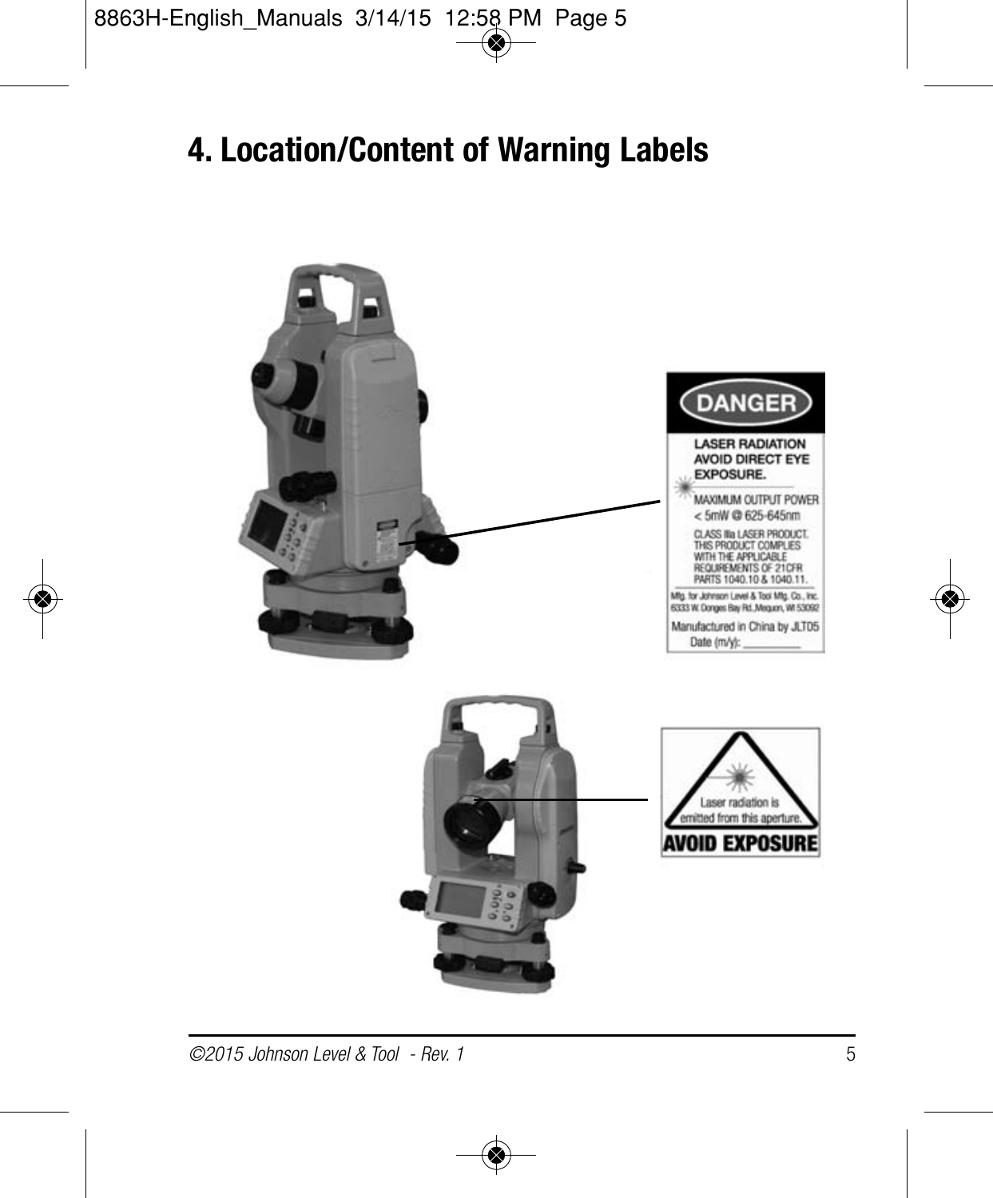# 4. Location/Content of Warning Labels

DANGER

LASER RADIATION
AVOID DIRECT EYE
EXPOSURE.

MAXIMUM OUTPUT POWER
< 5mW @ 625-645nm

CLASS IIIa LASER PRODUCT.
THIS PRODUCT COMPLIES
WITH THE APPLICABLE
REQUIREMENTS OF 21CFR
PARTS 1040.10 & 1040.11.

Mfg. for Johnson Level & Tool Mfg. Co., Inc.
6333 W. Donges Bay Rd.,Mequon, WI 53092

Manufactured in China by JLT05
Date (m/y): __________

Laser radiation is
emitted from this aperture.

AVOID EXPOSURE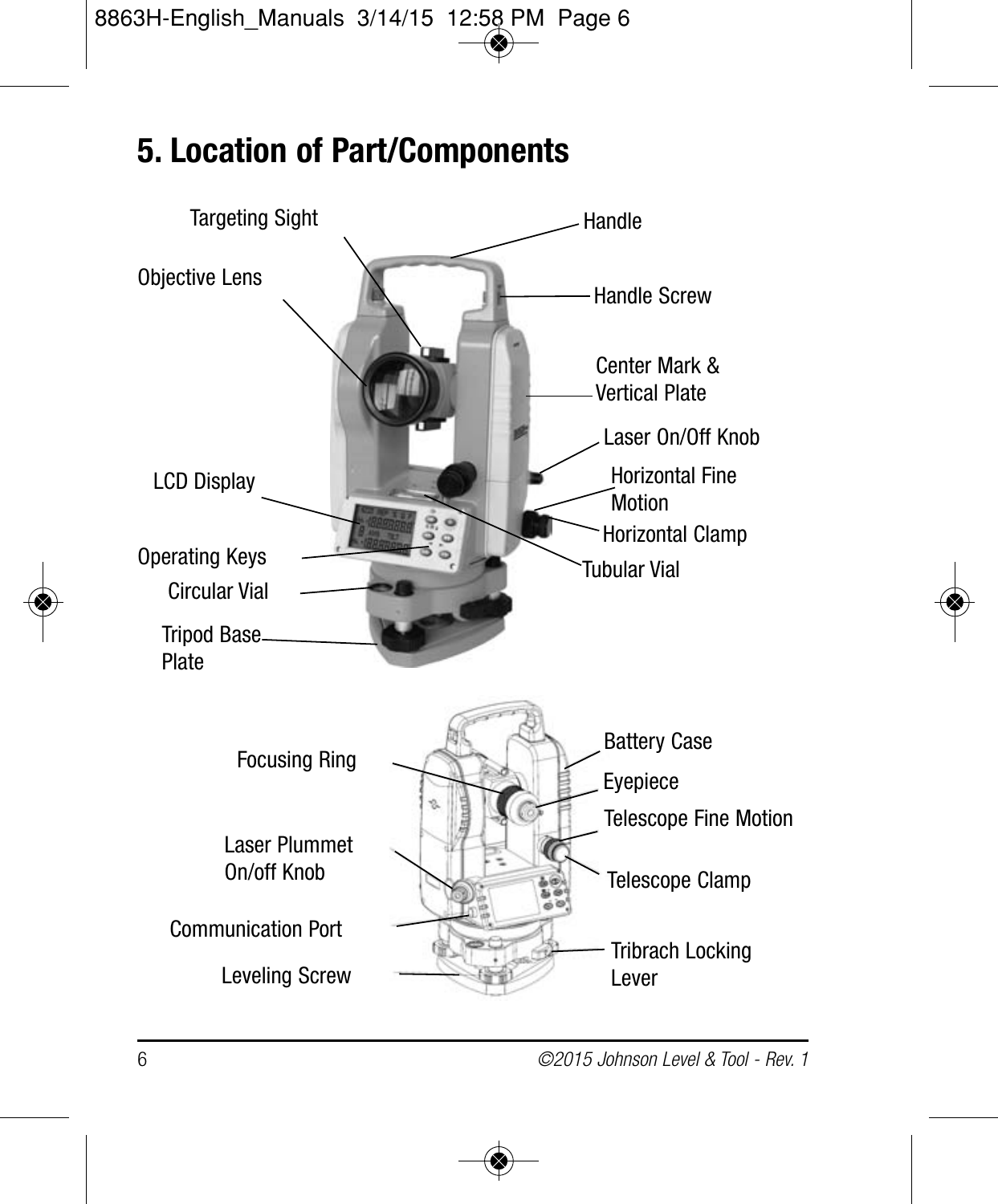# 5. Location of Part/Components

Targeting Sight

Handle

Objective Lens

Handle Screw

Center Mark & Vertical Plate

Laser On/Off Knob

LCD Display

Horizontal Fine Motion

Horizontal Clamp

Operating Keys

Tubular Vial

Circular Vial

Tripod Base Plate

Focusing Ring

Battery Case

Eyepiece

Telescope Fine Motion

Laser Plummet On/off Knob

Telescope Clamp

Communication Port

Tribrach Locking Lever

Leveling Screw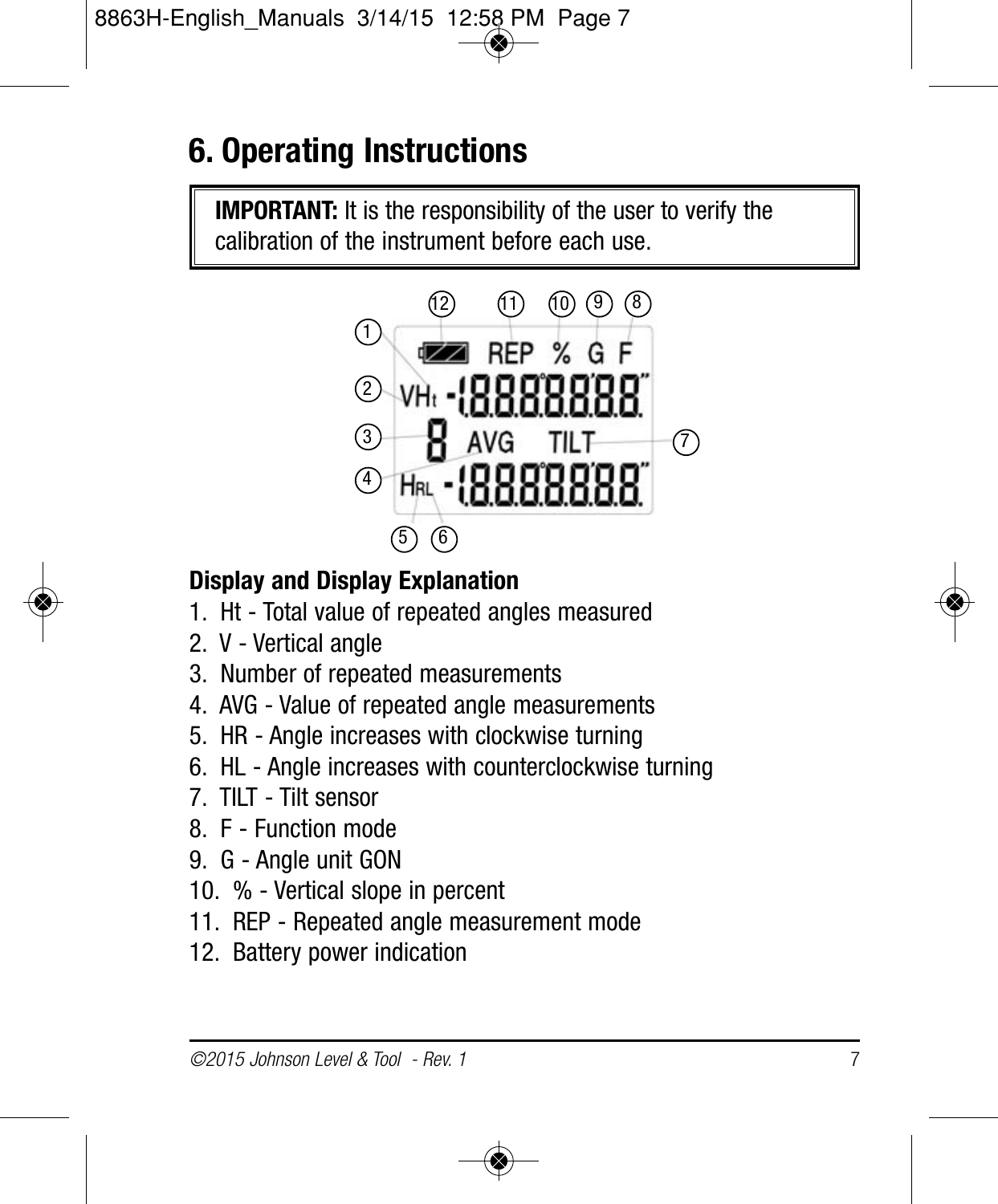# 6. Operating Instructions

**IMPORTANT:** It is the responsibility of the user to verify the calibration of the instrument before each use.

### Display and Display Explanation

1. Ht - Total value of repeated angles measured
2. V - Vertical angle
3. Number of repeated measurements
4. AVG - Value of repeated angle measurements
5. HR - Angle increases with clockwise turning
6. HL - Angle increases with counterclockwise turning
7. TILT - Tilt sensor
8. F - Function mode
9. G - Angle unit GON
10. % - Vertical slope in percent
11. REP - Repeated angle measurement mode
12. Battery power indication

*©2015 Johnson Level & Tool - Rev. 1*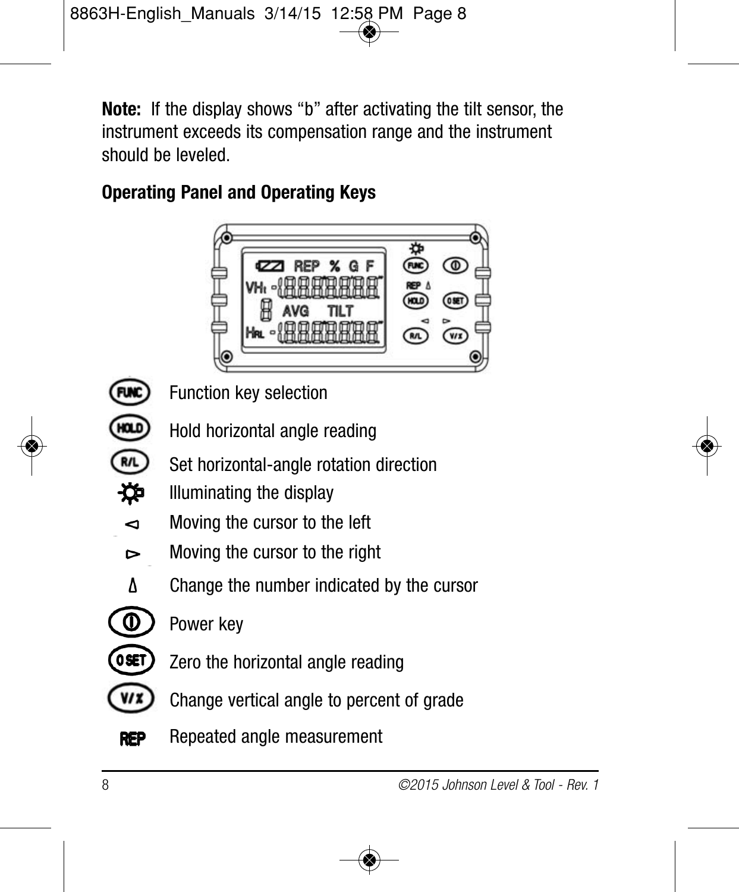**Note:** If the display shows “b” after activating the tilt sensor, the instrument exceeds its compensation range and the instrument should be leveled.

## Operating Panel and Operating Keys

| Key | Function |
|---|---|
| FUNC | Function key selection |
| HOLD | Hold horizontal angle reading |
| R/L | Set horizontal-angle rotation direction |
| (illumination) | Illuminating the display |
| ◅ | Moving the cursor to the left |
| ▻ | Moving the cursor to the right |
| Δ | Change the number indicated by the cursor |
| (power) | Power key |
| 0 SET | Zero the horizontal angle reading |
| V/% | Change vertical angle to percent of grade |
| REP | Repeated angle measurement |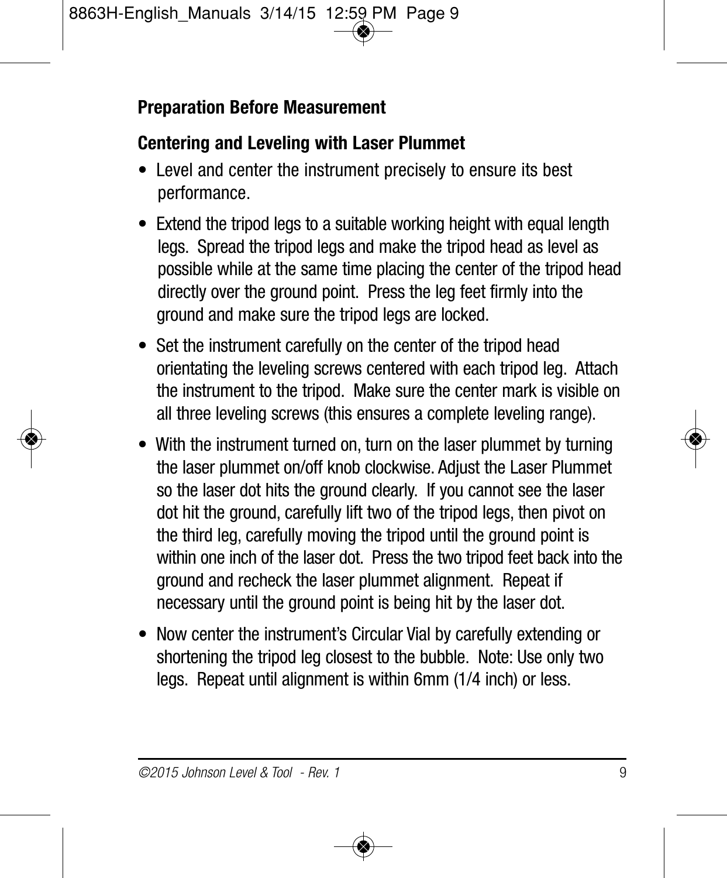## Preparation Before Measurement

### Centering and Leveling with Laser Plummet

- Level and center the instrument precisely to ensure its best performance.
- Extend the tripod legs to a suitable working height with equal length legs. Spread the tripod legs and make the tripod head as level as possible while at the same time placing the center of the tripod head directly over the ground point. Press the leg feet firmly into the ground and make sure the tripod legs are locked.
- Set the instrument carefully on the center of the tripod head orientating the leveling screws centered with each tripod leg. Attach the instrument to the tripod. Make sure the center mark is visible on all three leveling screws (this ensures a complete leveling range).
- With the instrument turned on, turn on the laser plummet by turning the laser plummet on/off knob clockwise. Adjust the Laser Plummet so the laser dot hits the ground clearly. If you cannot see the laser dot hit the ground, carefully lift two of the tripod legs, then pivot on the third leg, carefully moving the tripod until the ground point is within one inch of the laser dot. Press the two tripod feet back into the ground and recheck the laser plummet alignment. Repeat if necessary until the ground point is being hit by the laser dot.
- Now center the instrument's Circular Vial by carefully extending or shortening the tripod leg closest to the bubble. Note: Use only two legs. Repeat until alignment is within 6mm (1/4 inch) or less.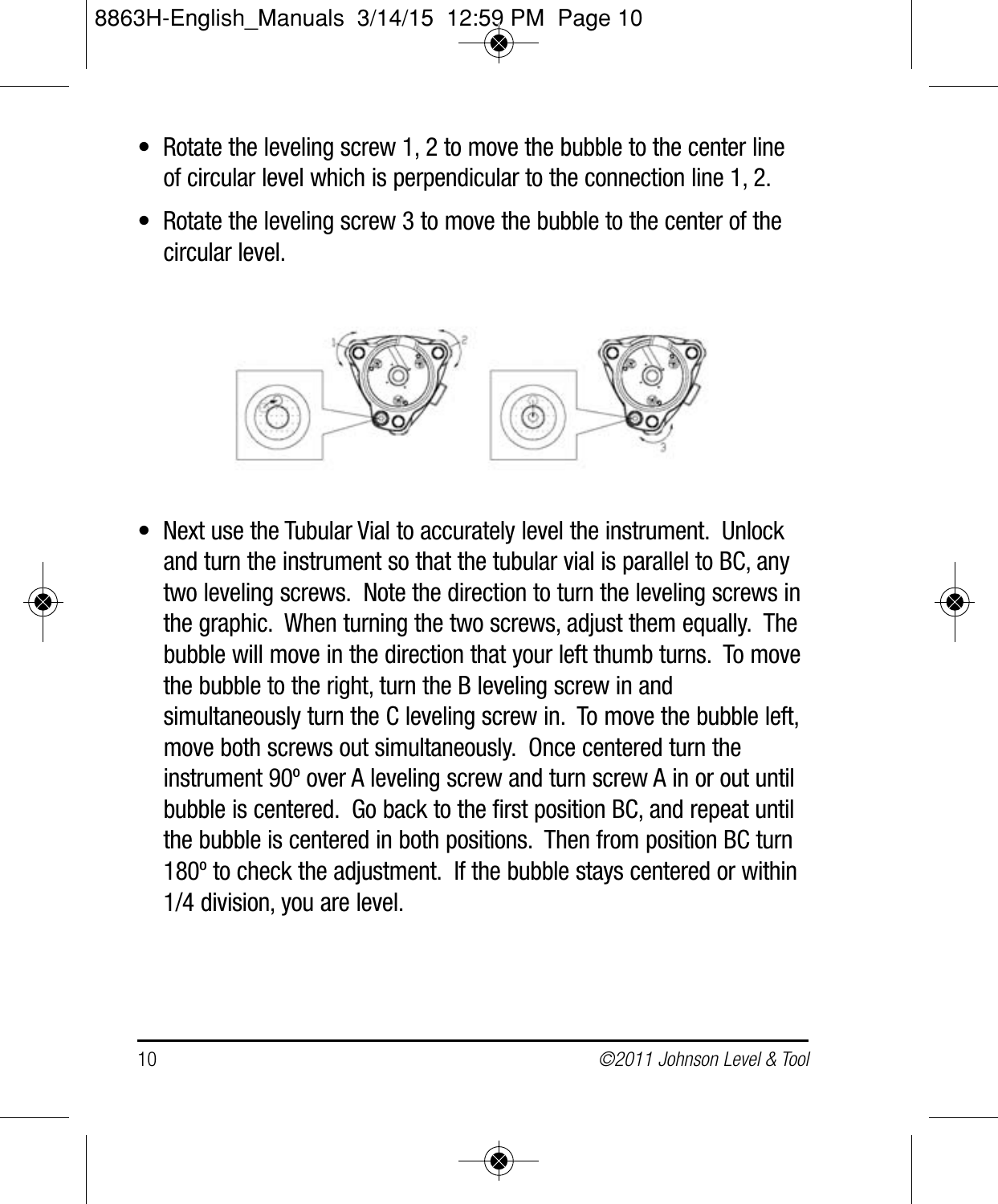- Rotate the leveling screw 1, 2 to move the bubble to the center line of circular level which is perpendicular to the connection line 1, 2.
- Rotate the leveling screw 3 to move the bubble to the center of the circular level.

- Next use the Tubular Vial to accurately level the instrument. Unlock and turn the instrument so that the tubular vial is parallel to BC, any two leveling screws. Note the direction to turn the leveling screws in the graphic. When turning the two screws, adjust them equally. The bubble will move in the direction that your left thumb turns. To move the bubble to the right, turn the B leveling screw in and simultaneously turn the C leveling screw in. To move the bubble left, move both screws out simultaneously. Once centered turn the instrument 90º over A leveling screw and turn screw A in or out until bubble is centered. Go back to the first position BC, and repeat until the bubble is centered in both positions. Then from position BC turn 180º to check the adjustment. If the bubble stays centered or within 1/4 division, you are level.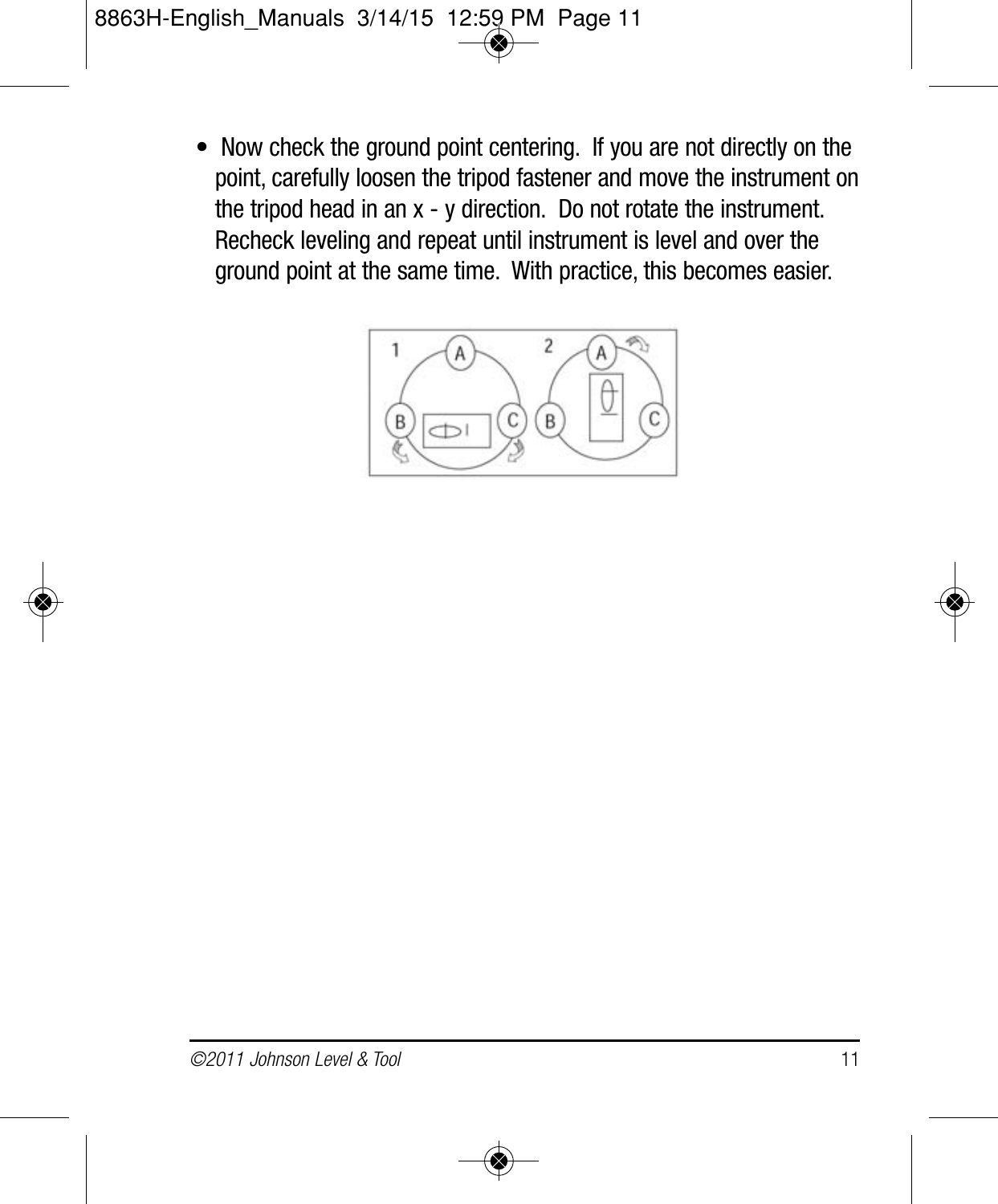- Now check the ground point centering. If you are not directly on the point, carefully loosen the tripod fastener and move the instrument on the tripod head in an x - y direction. Do not rotate the instrument. Recheck leveling and repeat until instrument is level and over the ground point at the same time. With practice, this becomes easier.

©2011 Johnson Level & Tool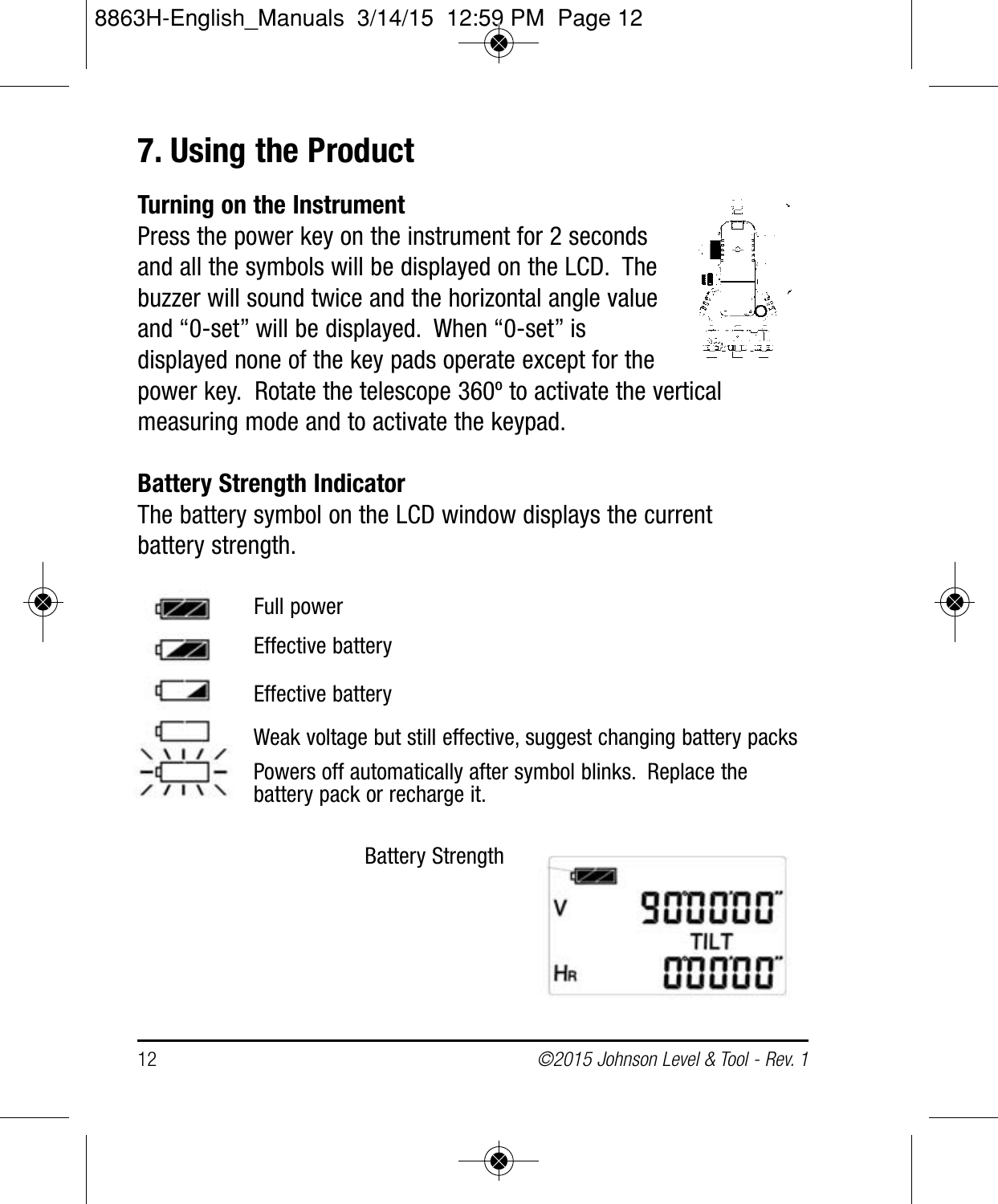# 7. Using the Product

### Turning on the Instrument

Press the power key on the instrument for 2 seconds and all the symbols will be displayed on the LCD. The buzzer will sound twice and the horizontal angle value and "0-set" will be displayed. When "0-set" is displayed none of the key pads operate except for the power key. Rotate the telescope 360º to activate the vertical measuring mode and to activate the keypad.

### Battery Strength Indicator

The battery symbol on the LCD window displays the current battery strength.

Full power

Effective battery

Effective battery

Weak voltage but still effective, suggest changing battery packs

Powers off automatically after symbol blinks. Replace the battery pack or recharge it.

Battery Strength

V 90°00'00"

TILT

HR 0°00'00"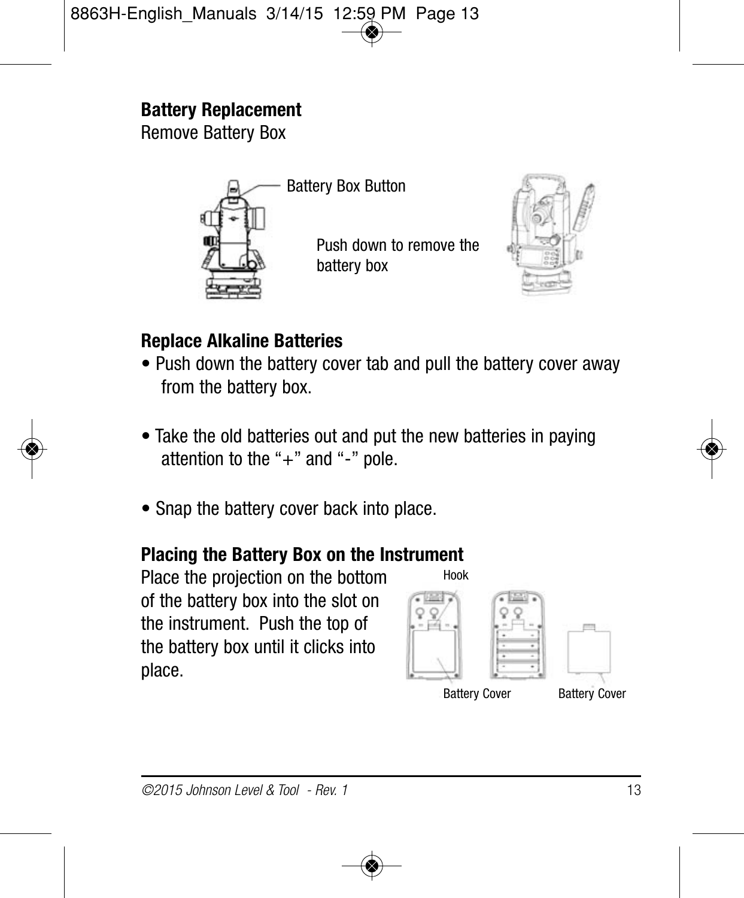**Battery Replacement**

Remove Battery Box

Battery Box Button

Push down to remove the battery box

**Replace Alkaline Batteries**

- Push down the battery cover tab and pull the battery cover away from the battery box.
- Take the old batteries out and put the new batteries in paying attention to the “+” and “-” pole.
- Snap the battery cover back into place.

**Placing the Battery Box on the Instrument**

Place the projection on the bottom of the battery box into the slot on the instrument. Push the top of the battery box until it clicks into place.

Hook

Battery Cover

Battery Cover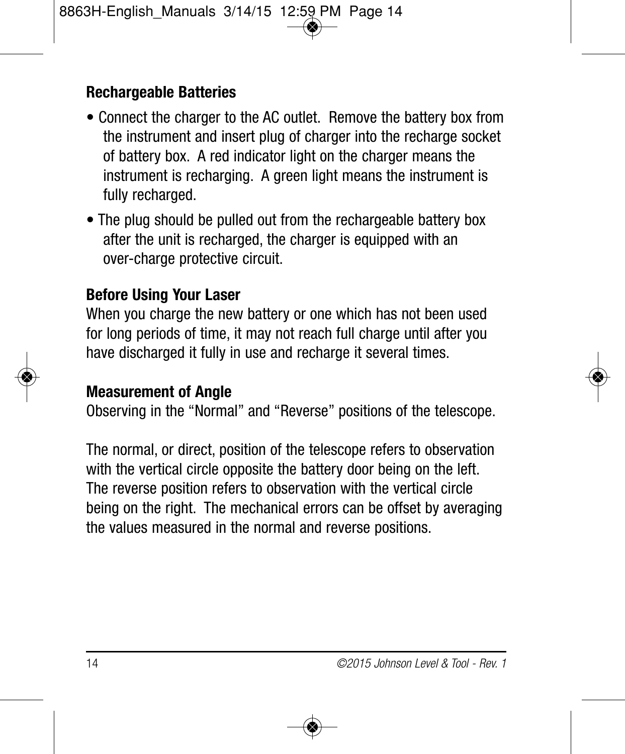## Rechargeable Batteries

- Connect the charger to the AC outlet. Remove the battery box from the instrument and insert plug of charger into the recharge socket of battery box. A red indicator light on the charger means the instrument is recharging. A green light means the instrument is fully recharged.
- The plug should be pulled out from the rechargeable battery box after the unit is recharged, the charger is equipped with an over-charge protective circuit.

## Before Using Your Laser

When you charge the new battery or one which has not been used for long periods of time, it may not reach full charge until after you have discharged it fully in use and recharge it several times.

## Measurement of Angle

Observing in the "Normal" and "Reverse" positions of the telescope.

The normal, or direct, position of the telescope refers to observation with the vertical circle opposite the battery door being on the left. The reverse position refers to observation with the vertical circle being on the right. The mechanical errors can be offset by averaging the values measured in the normal and reverse positions.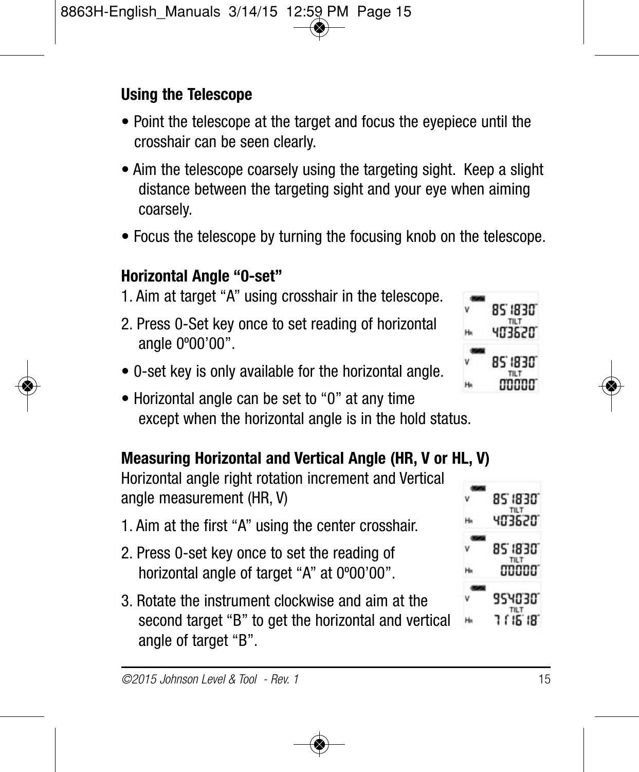### Using the Telescope

- Point the telescope at the target and focus the eyepiece until the crosshair can be seen clearly.
- Aim the telescope coarsely using the targeting sight. Keep a slight distance between the targeting sight and your eye when aiming coarsely.
- Focus the telescope by turning the focusing knob on the telescope.

### Horizontal Angle "0-set"

1. Aim at target "A" using crosshair in the telescope.
2. Press 0-Set key once to set reading of horizontal angle 0º00'00".

- 0-set key is only available for the horizontal angle.
- Horizontal angle can be set to "0" at any time except when the horizontal angle is in the hold status.

### Measuring Horizontal and Vertical Angle (HR, V or HL, V)

Horizontal angle right rotation increment and Vertical angle measurement (HR, V)

1. Aim at the first "A" using the center crosshair.
2. Press 0-set key once to set the reading of horizontal angle of target "A" at 0º00'00".
3. Rotate the instrument clockwise and aim at the second target "B" to get the horizontal and vertical angle of target "B".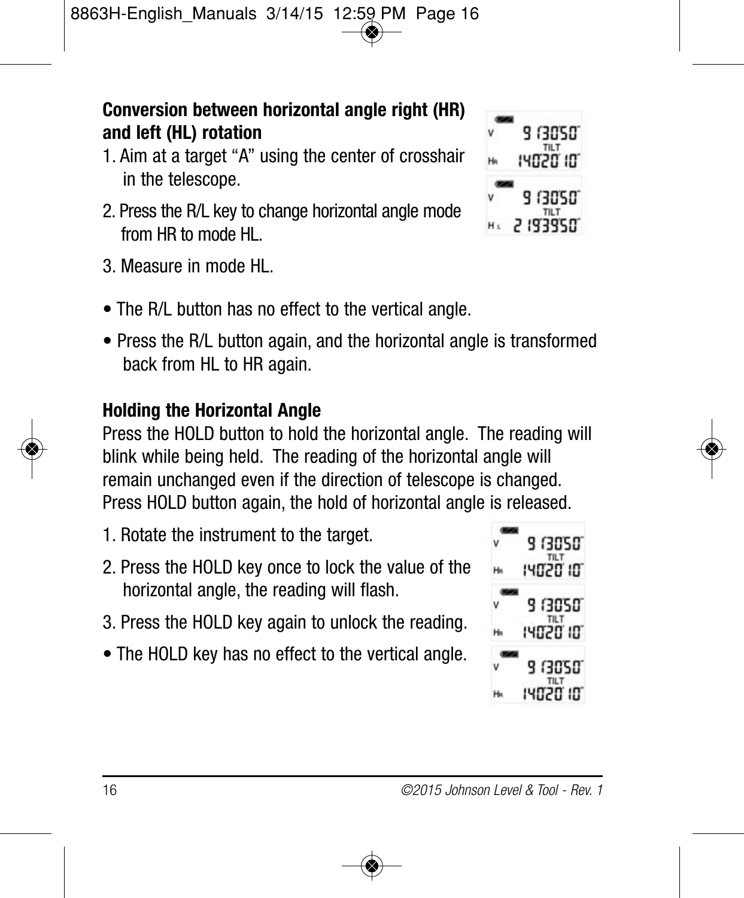### Conversion between horizontal angle right (HR) and left (HL) rotation

1. Aim at a target “A” using the center of crosshair in the telescope.
2. Press the R/L key to change horizontal angle mode from HR to mode HL.
3. Measure in mode HL.

- The R/L button has no effect to the vertical angle.
- Press the R/L button again, and the horizontal angle is transformed back from HL to HR again.

### Holding the Horizontal Angle

Press the HOLD button to hold the horizontal angle. The reading will blink while being held. The reading of the horizontal angle will remain unchanged even if the direction of telescope is changed. Press HOLD button again, the hold of horizontal angle is released.

1. Rotate the instrument to the target.
2. Press the HOLD key once to lock the value of the horizontal angle, the reading will flash.
3. Press the HOLD key again to unlock the reading.

- The HOLD key has no effect to the vertical angle.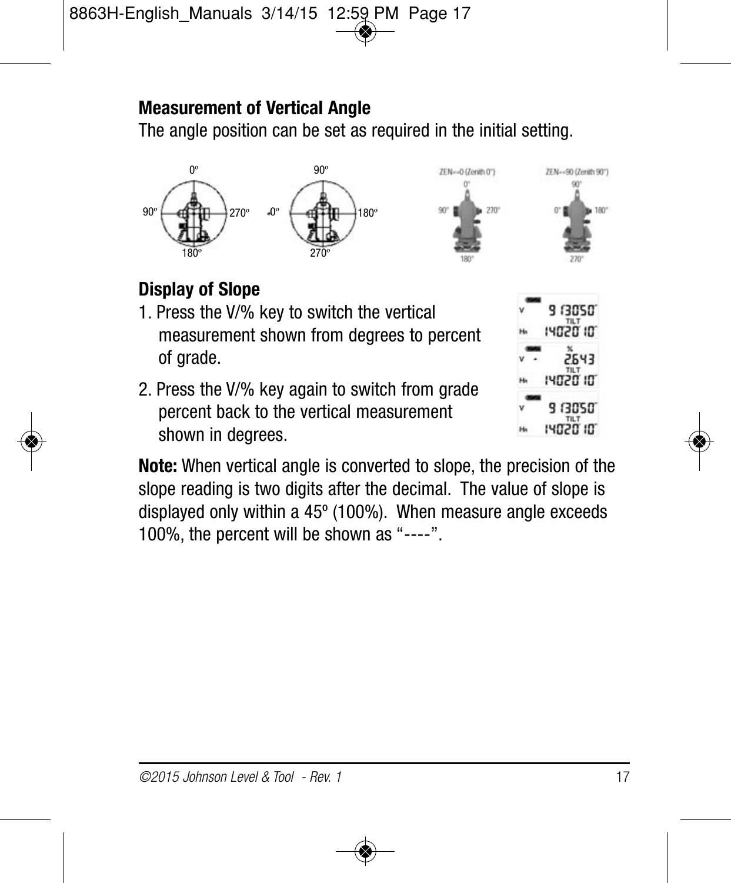## Measurement of Vertical Angle

The angle position can be set as required in the initial setting.

## Display of Slope

1. Press the V/% key to switch the vertical measurement shown from degrees to percent of grade.
2. Press the V/% key again to switch from grade percent back to the vertical measurement shown in degrees.

**Note:** When vertical angle is converted to slope, the precision of the slope reading is two digits after the decimal. The value of slope is displayed only within a 45º (100%). When measure angle exceeds 100%, the percent will be shown as "----".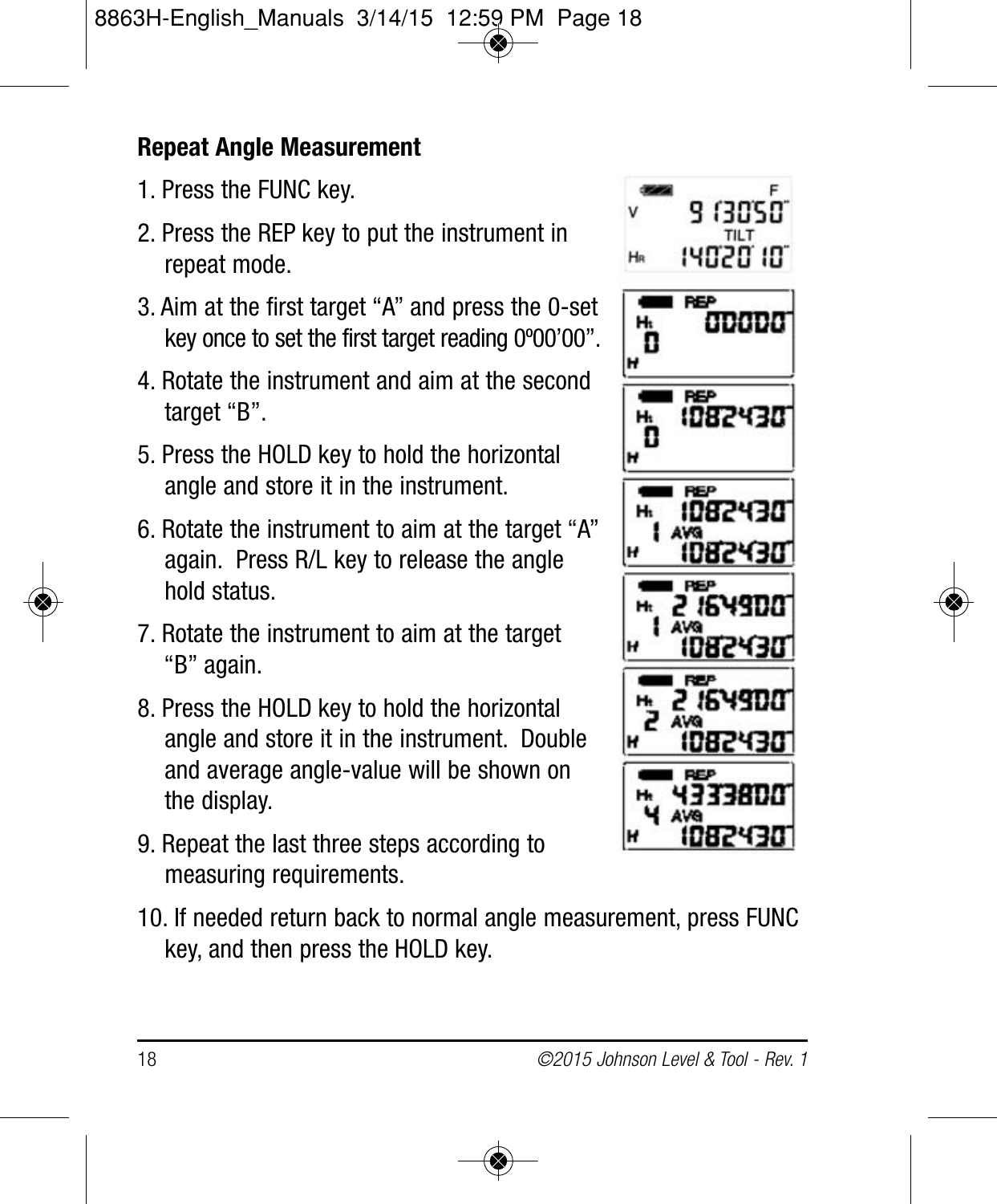## Repeat Angle Measurement

1. Press the FUNC key.
2. Press the REP key to put the instrument in repeat mode.
3. Aim at the first target “A” and press the 0-set key once to set the first target reading 0º00’00”.
4. Rotate the instrument and aim at the second target “B”.
5. Press the HOLD key to hold the horizontal angle and store it in the instrument.
6. Rotate the instrument to aim at the target “A” again. Press R/L key to release the angle hold status.
7. Rotate the instrument to aim at the target “B” again.
8. Press the HOLD key to hold the horizontal angle and store it in the instrument. Double and average angle-value will be shown on the display.
9. Repeat the last three steps according to measuring requirements.
10. If needed return back to normal angle measurement, press FUNC key, and then press the HOLD key.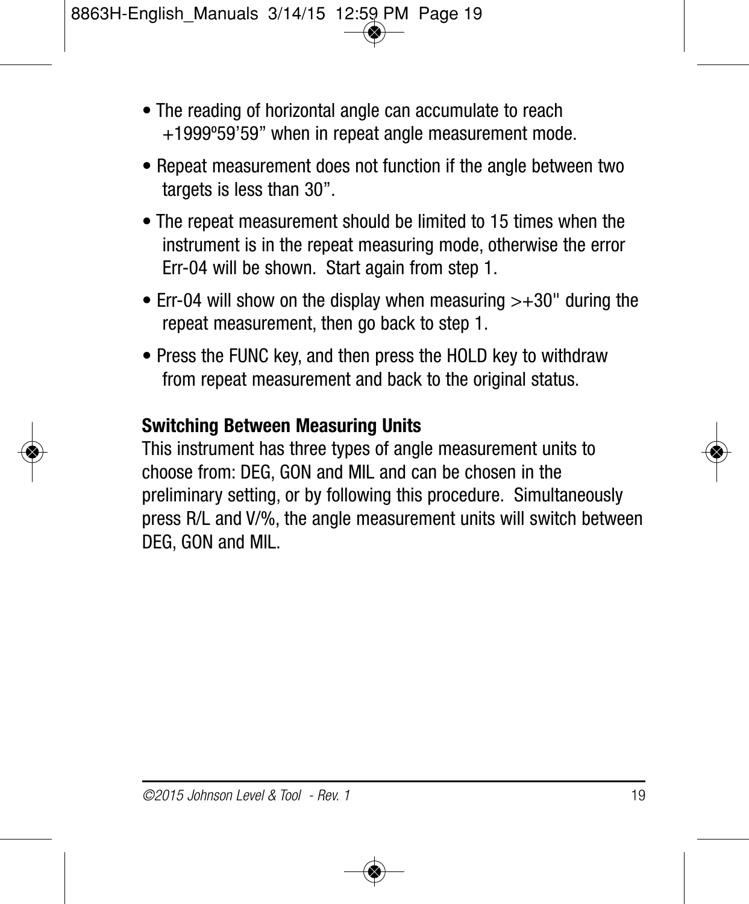- The reading of horizontal angle can accumulate to reach +1999º59’59” when in repeat angle measurement mode.
- Repeat measurement does not function if the angle between two targets is less than 30”.
- The repeat measurement should be limited to 15 times when the instrument is in the repeat measuring mode, otherwise the error Err-04 will be shown. Start again from step 1.
- Err-04 will show on the display when measuring >+30" during the repeat measurement, then go back to step 1.
- Press the FUNC key, and then press the HOLD key to withdraw from repeat measurement and back to the original status.

**Switching Between Measuring Units**

This instrument has three types of angle measurement units to choose from: DEG, GON and MIL and can be chosen in the preliminary setting, or by following this procedure. Simultaneously press R/L and V/%, the angle measurement units will switch between DEG, GON and MIL.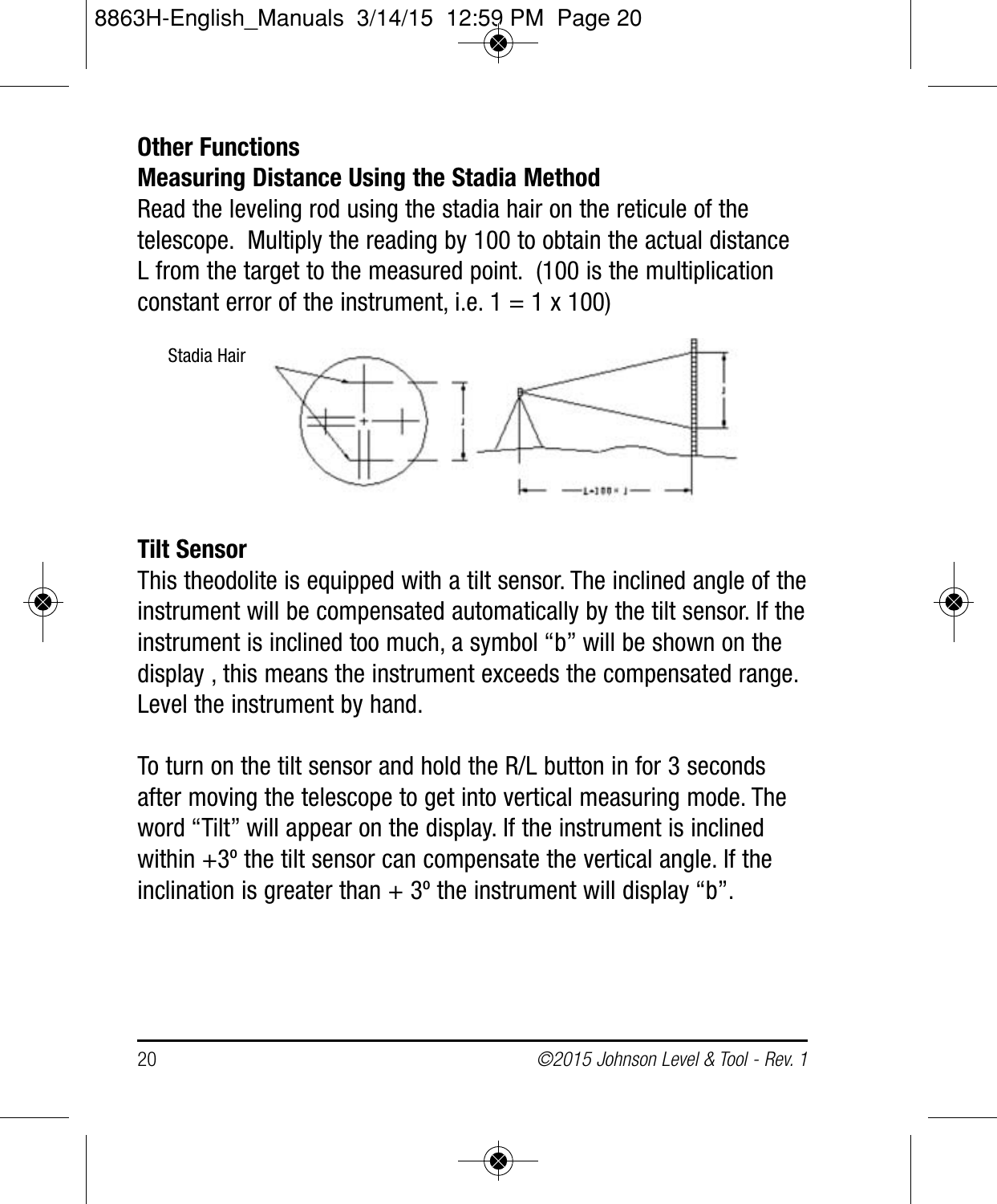## Other Functions

### Measuring Distance Using the Stadia Method

Read the leveling rod using the stadia hair on the reticule of the telescope. Multiply the reading by 100 to obtain the actual distance L from the target to the measured point. (100 is the multiplication constant error of the instrument, i.e. 1 = 1 x 100)

Stadia Hair

L=100×l

### Tilt Sensor

This theodolite is equipped with a tilt sensor. The inclined angle of the instrument will be compensated automatically by the tilt sensor. If the instrument is inclined too much, a symbol "b" will be shown on the display , this means the instrument exceeds the compensated range. Level the instrument by hand.

To turn on the tilt sensor and hold the R/L button in for 3 seconds after moving the telescope to get into vertical measuring mode. The word "Tilt" will appear on the display. If the instrument is inclined within +3º the tilt sensor can compensate the vertical angle. If the inclination is greater than + 3º the instrument will display "b".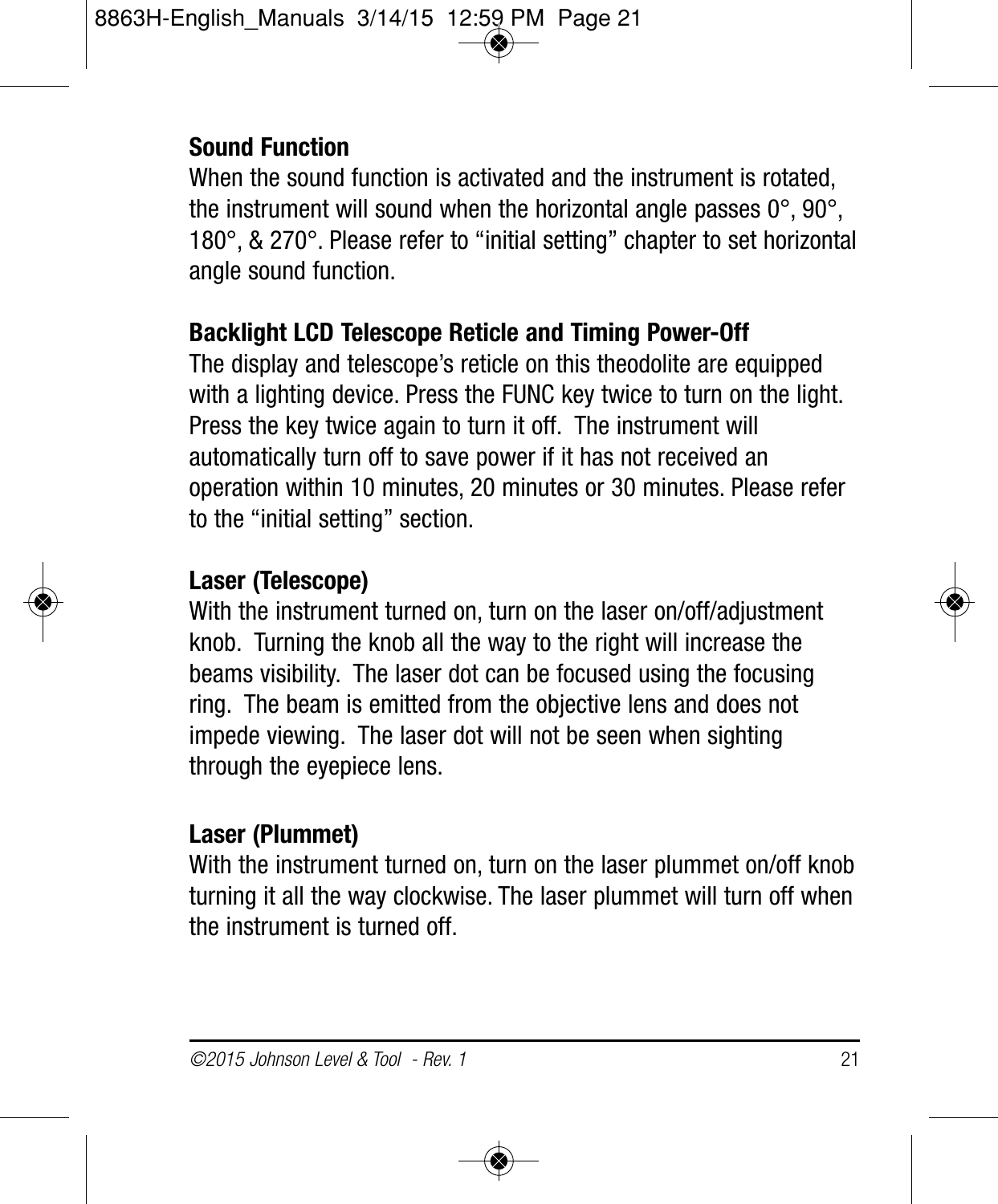**Sound Function**

When the sound function is activated and the instrument is rotated, the instrument will sound when the horizontal angle passes 0°, 90°, 180°, & 270°. Please refer to "initial setting" chapter to set horizontal angle sound function.

**Backlight LCD Telescope Reticle and Timing Power-Off**

The display and telescope's reticle on this theodolite are equipped with a lighting device. Press the FUNC key twice to turn on the light. Press the key twice again to turn it off. The instrument will automatically turn off to save power if it has not received an operation within 10 minutes, 20 minutes or 30 minutes. Please refer to the "initial setting" section.

**Laser (Telescope)**

With the instrument turned on, turn on the laser on/off/adjustment knob. Turning the knob all the way to the right will increase the beams visibility. The laser dot can be focused using the focusing ring. The beam is emitted from the objective lens and does not impede viewing. The laser dot will not be seen when sighting through the eyepiece lens.

**Laser (Plummet)**

With the instrument turned on, turn on the laser plummet on/off knob turning it all the way clockwise. The laser plummet will turn off when the instrument is turned off.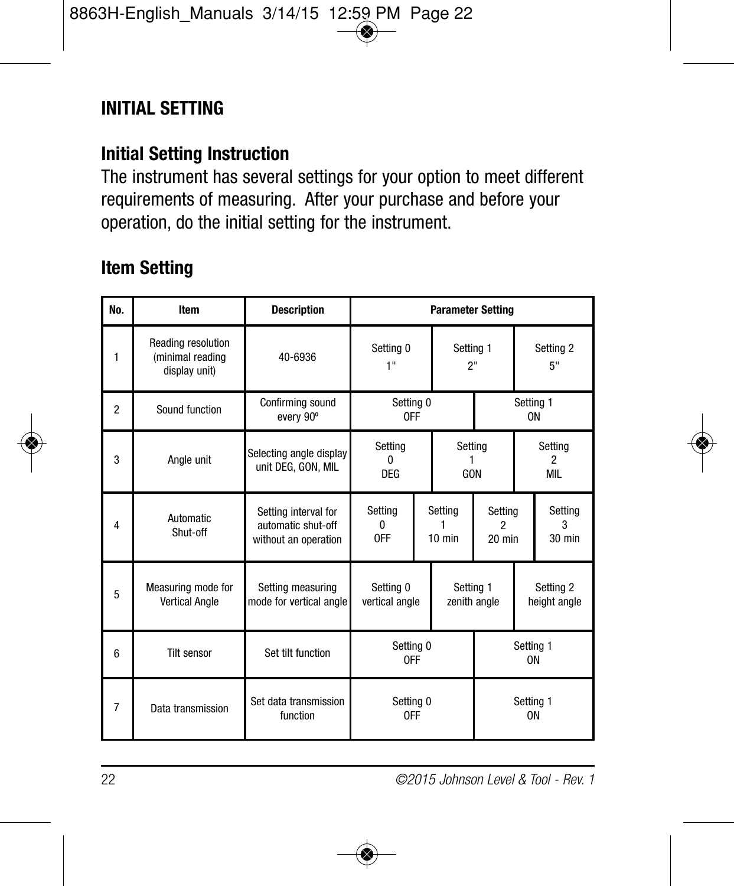# INITIAL SETTING

## Initial Setting Instruction

The instrument has several settings for your option to meet different requirements of measuring. After your purchase and before your operation, do the initial setting for the instrument.

## Item Setting

| No. | Item | Description | Parameter Setting | | | |
|---|---|---|---|---|---|---|
| 1 | Reading resolution (minimal reading display unit) | 40-6936 | Setting 0 1" | Setting 1 2" | Setting 2 5" | |
| 2 | Sound function | Confirming sound every 90º | Setting 0 OFF | Setting 1 ON | | |
| 3 | Angle unit | Selecting angle display unit DEG, GON, MIL | Setting 0 DEG | Setting 1 GON | Setting 2 MIL | |
| 4 | Automatic Shut-off | Setting interval for automatic shut-off without an operation | Setting 0 OFF | Setting 1 10 min | Setting 2 20 min | Setting 3 30 min |
| 5 | Measuring mode for Vertical Angle | Setting measuring mode for vertical angle | Setting 0 vertical angle | Setting 1 zenith angle | Setting 2 height angle | |
| 6 | Tilt sensor | Set tilt function | Setting 0 OFF | Setting 1 ON | | |
| 7 | Data transmission | Set data transmission function | Setting 0 OFF | Setting 1 ON | | |

©2015 Johnson Level & Tool - Rev. 1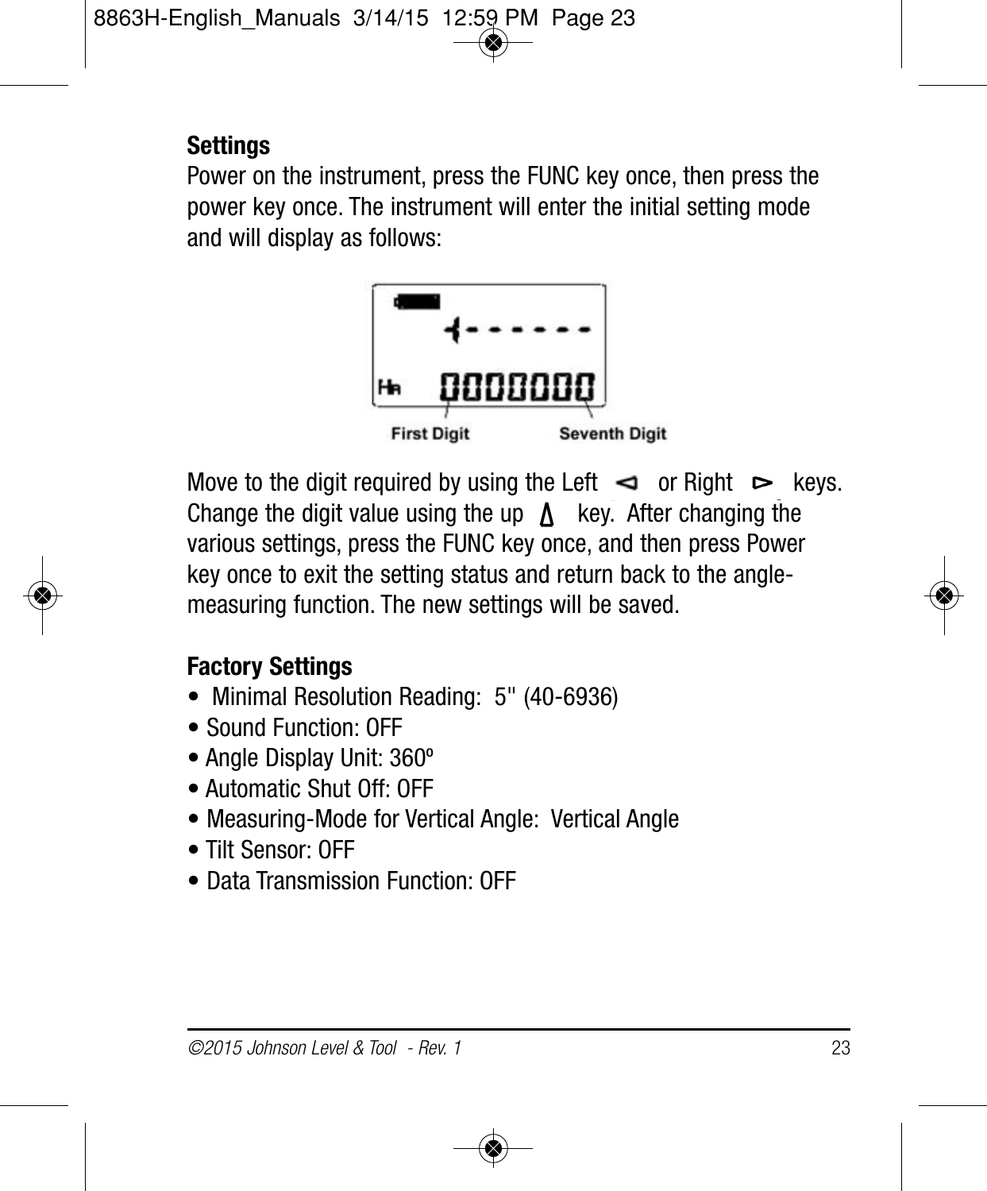**Settings**

Power on the instrument, press the FUNC key once, then press the power key once. The instrument will enter the initial setting mode and will display as follows:

First Digit Seventh Digit

Move to the digit required by using the Left ◅ or Right ▻ keys. Change the digit value using the up ∆ key. After changing the various settings, press the FUNC key once, and then press Power key once to exit the setting status and return back to the angle-measuring function. The new settings will be saved.

**Factory Settings**

- Minimal Resolution Reading: 5'' (40-6936)
- Sound Function: OFF
- Angle Display Unit: 360º
- Automatic Shut Off: OFF
- Measuring-Mode for Vertical Angle: Vertical Angle
- Tilt Sensor: OFF
- Data Transmission Function: OFF

*©2015 Johnson Level & Tool - Rev. 1*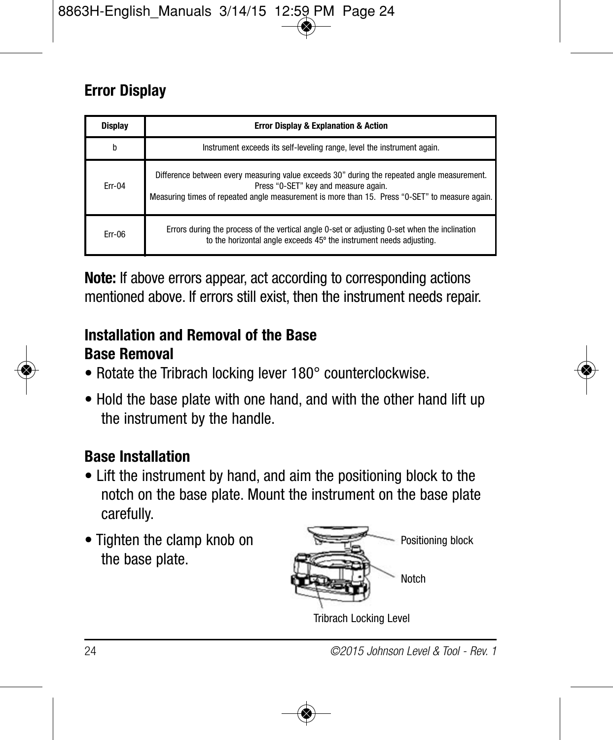## Error Display

| Display | Error Display & Explanation & Action |
|---|---|
| b | Instrument exceeds its self-leveling range, level the instrument again. |
| Err-04 | Difference between every measuring value exceeds 30” during the repeated angle measurement. Press “0-SET” key and measure again. Measuring times of repeated angle measurement is more than 15. Press “0-SET” to measure again. |
| Err-06 | Errors during the process of the vertical angle 0-set or adjusting 0-set when the inclination to the horizontal angle exceeds 45º the instrument needs adjusting. |

**Note:** If above errors appear, act according to corresponding actions mentioned above. If errors still exist, then the instrument needs repair.

## Installation and Removal of the Base

### Base Removal

- Rotate the Tribrach locking lever 180° counterclockwise.
- Hold the base plate with one hand, and with the other hand lift up the instrument by the handle.

### Base Installation

- Lift the instrument by hand, and aim the positioning block to the notch on the base plate. Mount the instrument on the base plate carefully.
- Tighten the clamp knob on the base plate.

Positioning block

Notch

Tribrach Locking Level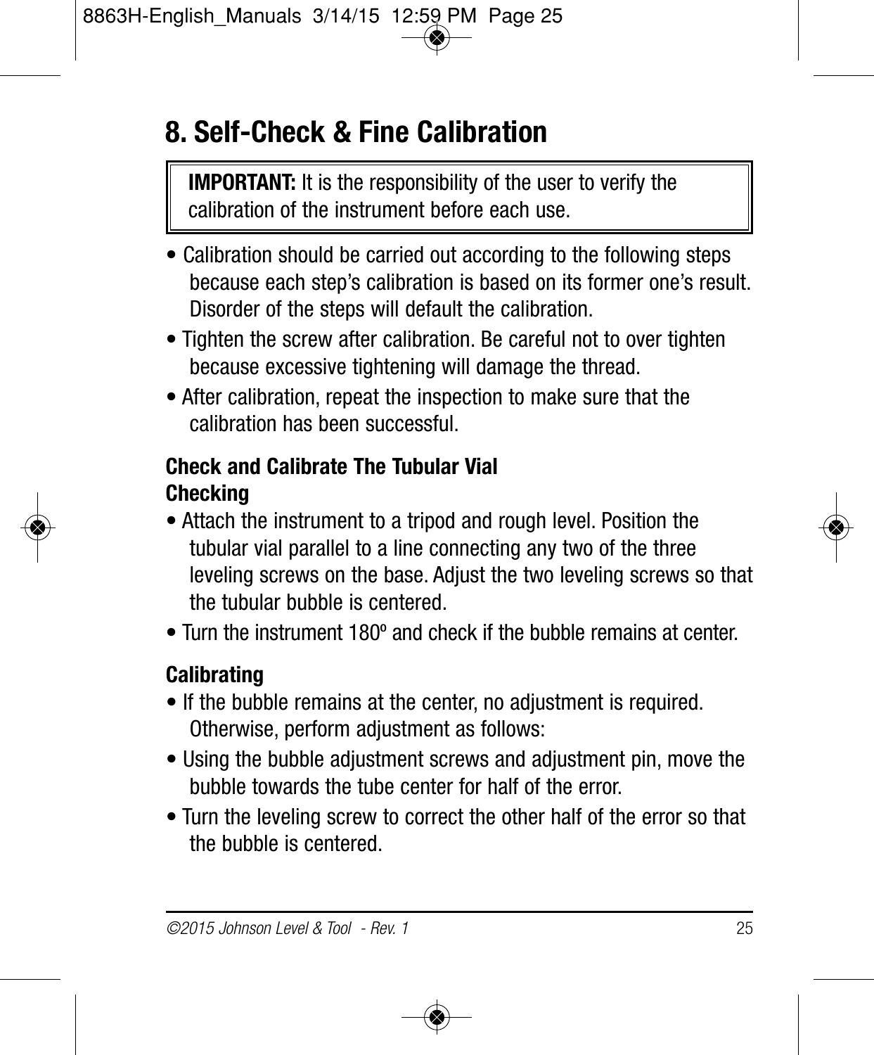# 8. Self-Check & Fine Calibration

> **IMPORTANT:** It is the responsibility of the user to verify the calibration of the instrument before each use.

- Calibration should be carried out according to the following steps because each step's calibration is based on its former one's result. Disorder of the steps will default the calibration.
- Tighten the screw after calibration. Be careful not to over tighten because excessive tightening will damage the thread.
- After calibration, repeat the inspection to make sure that the calibration has been successful.

**Check and Calibrate The Tubular Vial**

**Checking**

- Attach the instrument to a tripod and rough level. Position the tubular vial parallel to a line connecting any two of the three leveling screws on the base. Adjust the two leveling screws so that the tubular bubble is centered.
- Turn the instrument 180º and check if the bubble remains at center.

**Calibrating**

- If the bubble remains at the center, no adjustment is required. Otherwise, perform adjustment as follows:
- Using the bubble adjustment screws and adjustment pin, move the bubble towards the tube center for half of the error.
- Turn the leveling screw to correct the other half of the error so that the bubble is centered.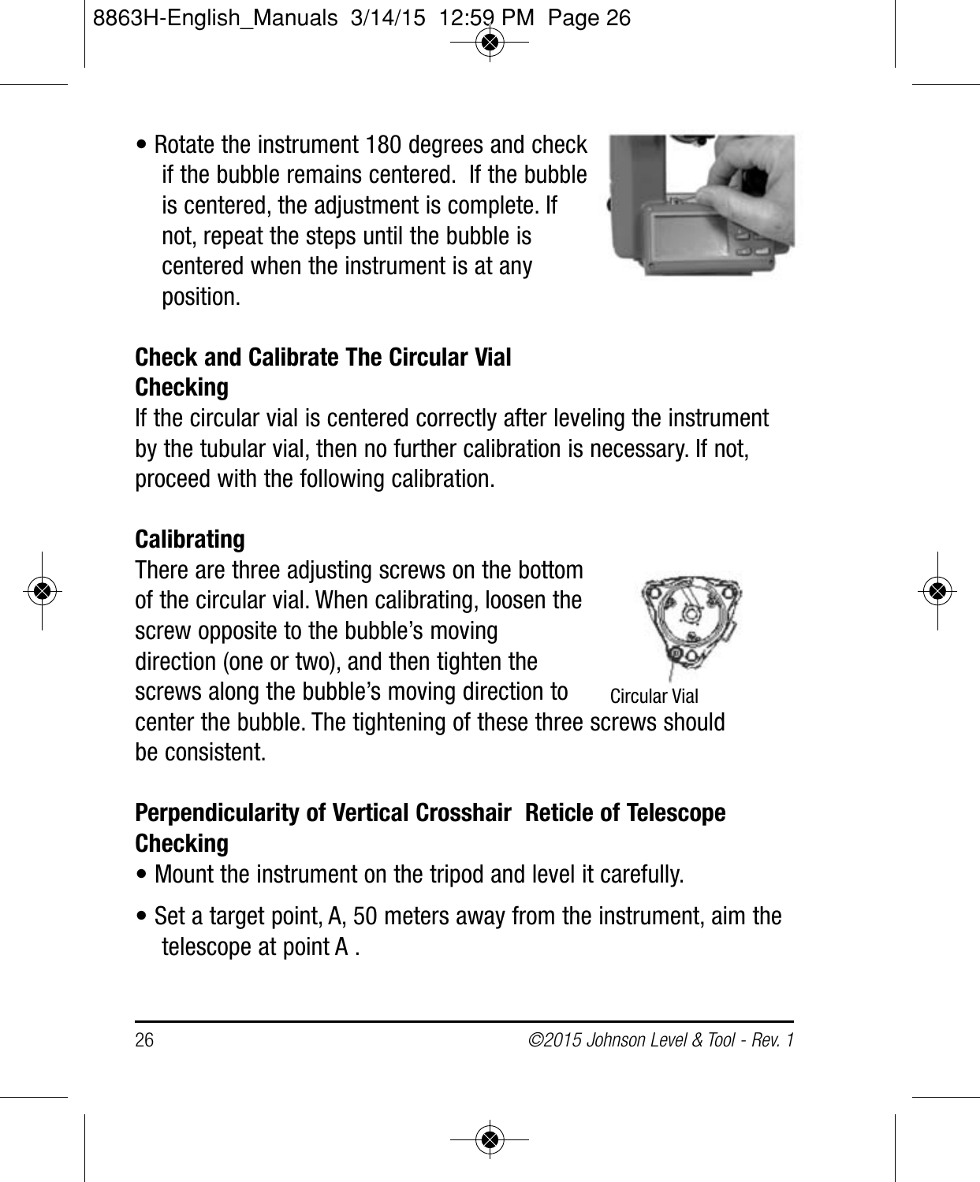- Rotate the instrument 180 degrees and check if the bubble remains centered. If the bubble is centered, the adjustment is complete. If not, repeat the steps until the bubble is centered when the instrument is at any position.

**Check and Calibrate The Circular Vial**
**Checking**

If the circular vial is centered correctly after leveling the instrument by the tubular vial, then no further calibration is necessary. If not, proceed with the following calibration.

**Calibrating**

There are three adjusting screws on the bottom of the circular vial. When calibrating, loosen the screw opposite to the bubble's moving direction (one or two), and then tighten the screws along the bubble's moving direction to center the bubble. The tightening of these three screws should be consistent.

Circular Vial

**Perpendicularity of Vertical Crosshair Reticle of Telescope**
**Checking**

- Mount the instrument on the tripod and level it carefully.
- Set a target point, A, 50 meters away from the instrument, aim the telescope at point A .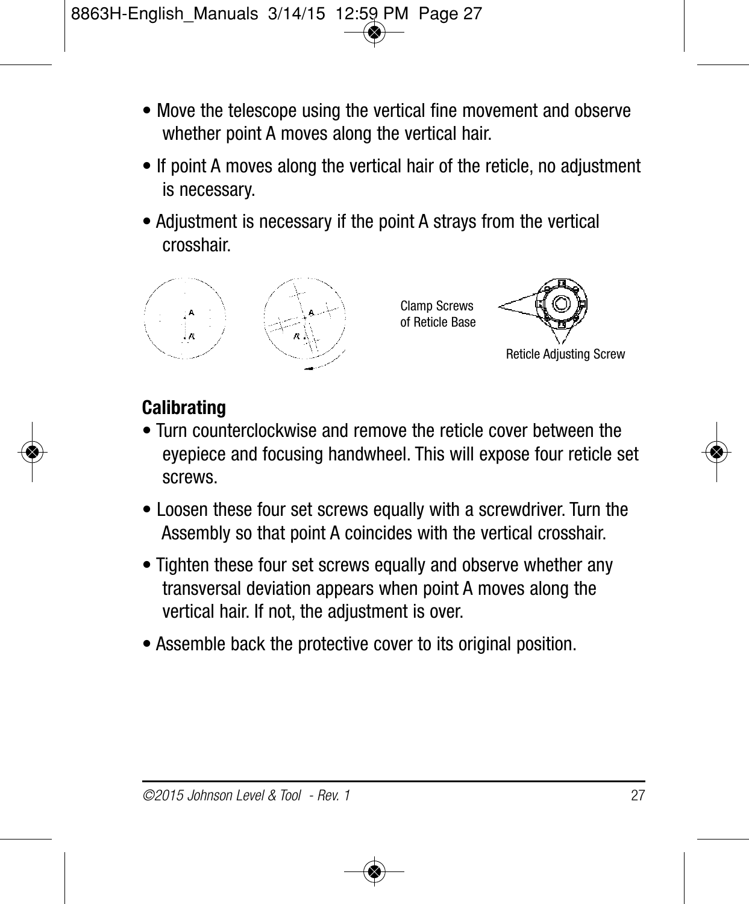- Move the telescope using the vertical fine movement and observe whether point A moves along the vertical hair.
- If point A moves along the vertical hair of the reticle, no adjustment is necessary.
- Adjustment is necessary if the point A strays from the vertical crosshair.

Clamp Screws of Reticle Base

Reticle Adjusting Screw

**Calibrating**

- Turn counterclockwise and remove the reticle cover between the eyepiece and focusing handwheel. This will expose four reticle set screws.
- Loosen these four set screws equally with a screwdriver. Turn the Assembly so that point A coincides with the vertical crosshair.
- Tighten these four set screws equally and observe whether any transversal deviation appears when point A moves along the vertical hair. If not, the adjustment is over.
- Assemble back the protective cover to its original position.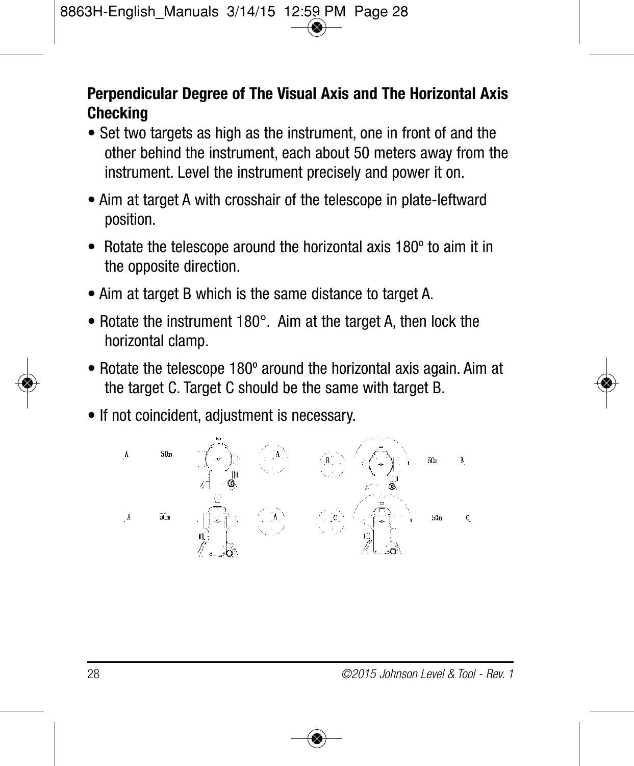## Perpendicular Degree of The Visual Axis and The Horizontal Axis Checking

- Set two targets as high as the instrument, one in front of and the other behind the instrument, each about 50 meters away from the instrument. Level the instrument precisely and power it on.
- Aim at target A with crosshair of the telescope in plate-leftward position.
- Rotate the telescope around the horizontal axis 180º to aim it in the opposite direction.
- Aim at target B which is the same distance to target A.
- Rotate the instrument 180°. Aim at the target A, then lock the horizontal clamp.
- Rotate the telescope 180º around the horizontal axis again. Aim at the target C. Target C should be the same with target B.
- If not coincident, adjustment is necessary.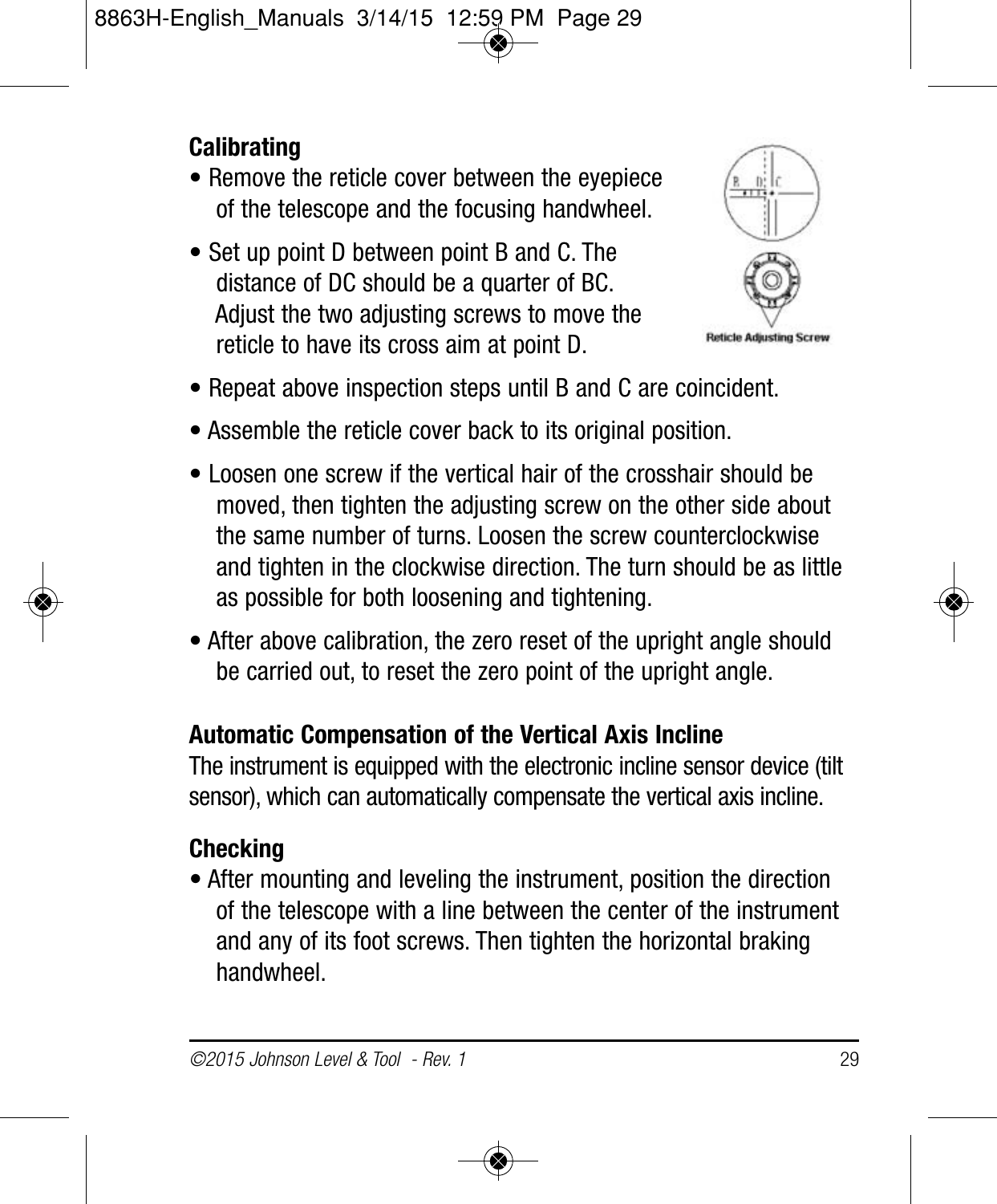**Calibrating**

- Remove the reticle cover between the eyepiece of the telescope and the focusing handwheel.
- Set up point D between point B and C. The distance of DC should be a quarter of BC. Adjust the two adjusting screws to move the reticle to have its cross aim at point D.

Reticle Adjusting Screw

- Repeat above inspection steps until B and C are coincident.
- Assemble the reticle cover back to its original position.
- Loosen one screw if the vertical hair of the crosshair should be moved, then tighten the adjusting screw on the other side about the same number of turns. Loosen the screw counterclockwise and tighten in the clockwise direction. The turn should be as little as possible for both loosening and tightening.
- After above calibration, the zero reset of the upright angle should be carried out, to reset the zero point of the upright angle.

**Automatic Compensation of the Vertical Axis Incline**

The instrument is equipped with the electronic incline sensor device (tilt sensor), which can automatically compensate the vertical axis incline.

**Checking**

- After mounting and leveling the instrument, position the direction of the telescope with a line between the center of the instrument and any of its foot screws. Then tighten the horizontal braking handwheel.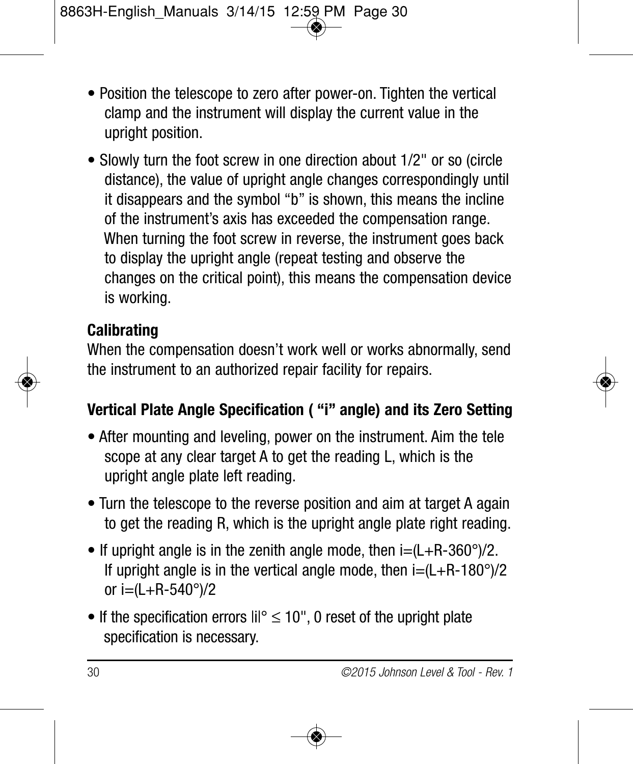- Position the telescope to zero after power-on. Tighten the vertical clamp and the instrument will display the current value in the upright position.
- Slowly turn the foot screw in one direction about 1/2" or so (circle distance), the value of upright angle changes correspondingly until it disappears and the symbol "b" is shown, this means the incline of the instrument's axis has exceeded the compensation range. When turning the foot screw in reverse, the instrument goes back to display the upright angle (repeat testing and observe the changes on the critical point), this means the compensation device is working.

**Calibrating**

When the compensation doesn't work well or works abnormally, send the instrument to an authorized repair facility for repairs.

**Vertical Plate Angle Specification ( "i" angle) and its Zero Setting**

- After mounting and leveling, power on the instrument. Aim the tele scope at any clear target A to get the reading L, which is the upright angle plate left reading.
- Turn the telescope to the reverse position and aim at target A again to get the reading R, which is the upright angle plate right reading.
- If upright angle is in the zenith angle mode, then $i=(L+R-360°)/2$. If upright angle is in the vertical angle mode, then $i=(L+R-180°)/2$ or $i=(L+R-540°)/2$
- If the specification errors $|i|° \leq 10''$, 0 reset of the upright plate specification is necessary.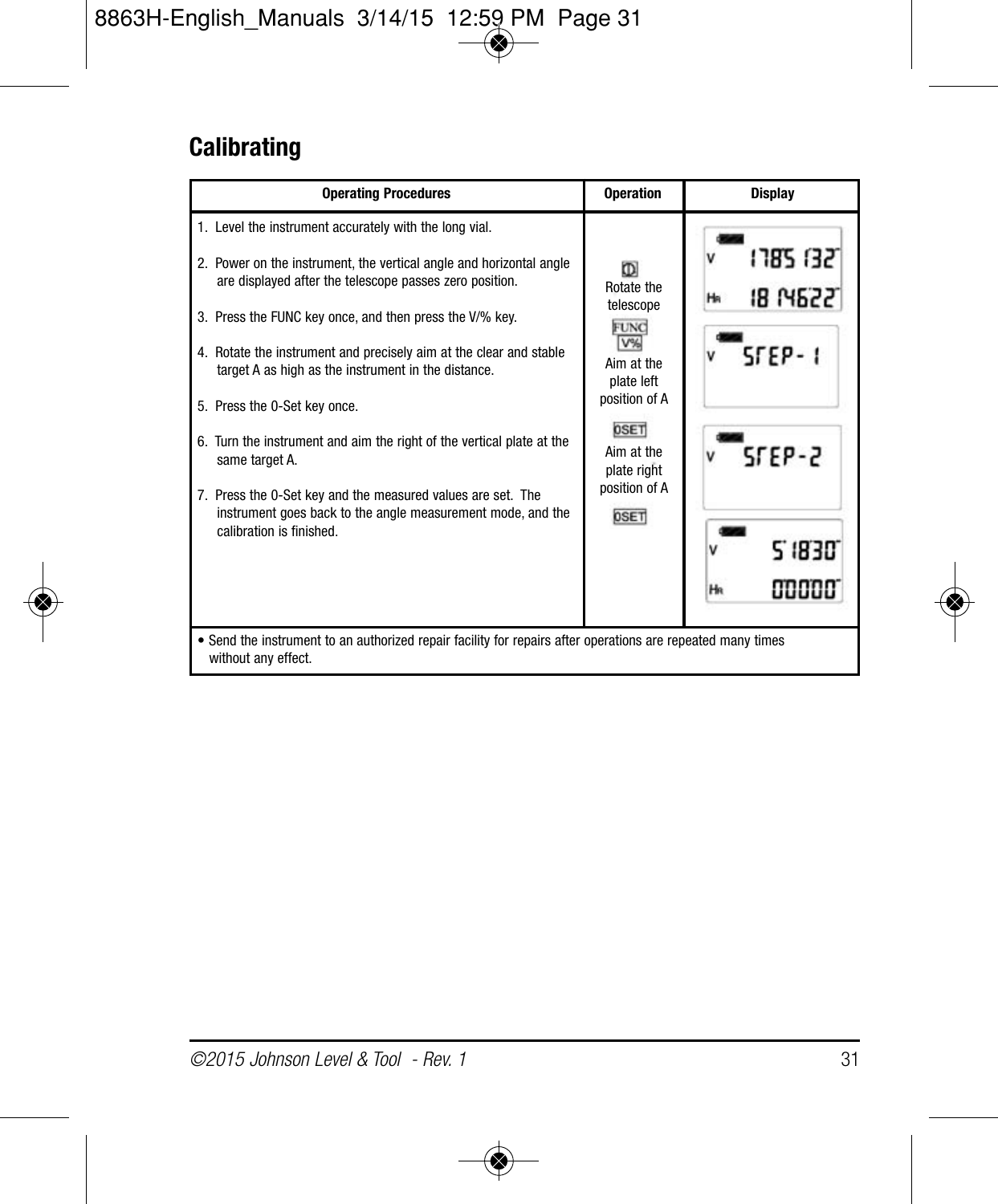## Calibrating

| Operating Procedures | Operation | Display |
|---|---|---|
| 1. Level the instrument accurately with the long vial.<br><br>2. Power on the instrument, the vertical angle and horizontal angle are displayed after the telescope passes zero position.<br><br>3. Press the FUNC key once, and then press the V/% key.<br><br>4. Rotate the instrument and precisely aim at the clear and stable target A as high as the instrument in the distance.<br><br>5. Press the 0-Set key once.<br><br>6. Turn the instrument and aim the right of the vertical plate at the same target A.<br><br>7. Press the 0-Set key and the measured values are set. The instrument goes back to the angle measurement mode, and the calibration is finished. | Rotate the telescope<br><br>FUNC<br>V%<br><br>Aim at the plate left position of A<br><br>0SET<br><br>Aim at the plate right position of A<br><br>0SET | V 178513 2<br>HR 18 1462 2<br><br>V STEP-1<br><br>V STEP-2<br><br>V 5 1830<br>HR 00000 |
| • Send the instrument to an authorized repair facility for repairs after operations are repeated many times without any effect. | | |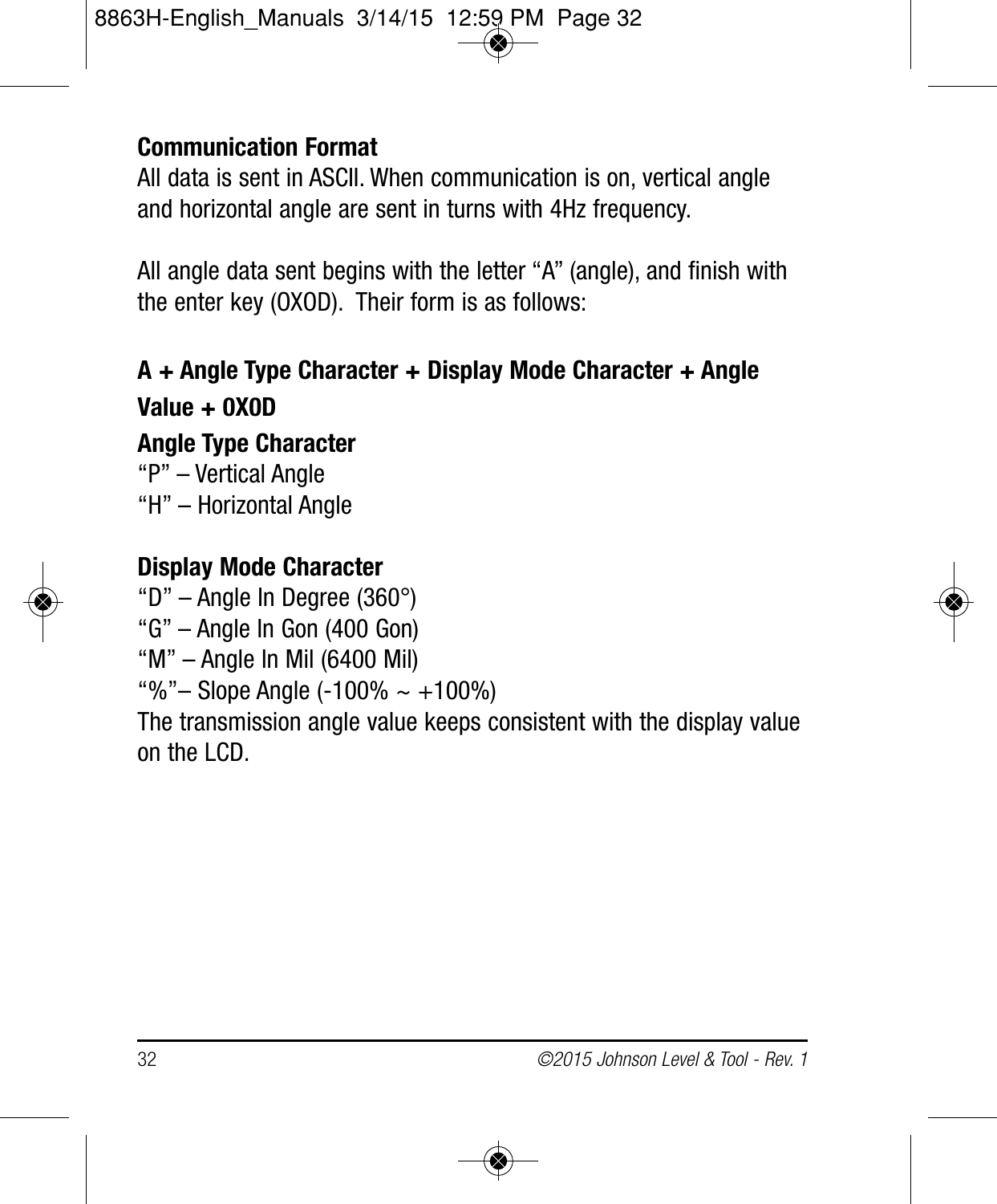## Communication Format

All data is sent in ASCll. When communication is on, vertical angle and horizontal angle are sent in turns with 4Hz frequency.

All angle data sent begins with the letter “A” (angle), and finish with the enter key (OXOD). Their form is as follows:

**A + Angle Type Character + Display Mode Character + Angle Value + OXOD**

**Angle Type Character**

“P” – Vertical Angle
“H” – Horizontal Angle

**Display Mode Character**

“D” – Angle In Degree (360°)
“G” – Angle In Gon (400 Gon)
“M” – Angle In Mil (6400 Mil)
“%”– Slope Angle (-100% ~ +100%)
The transmission angle value keeps consistent with the display value on the LCD.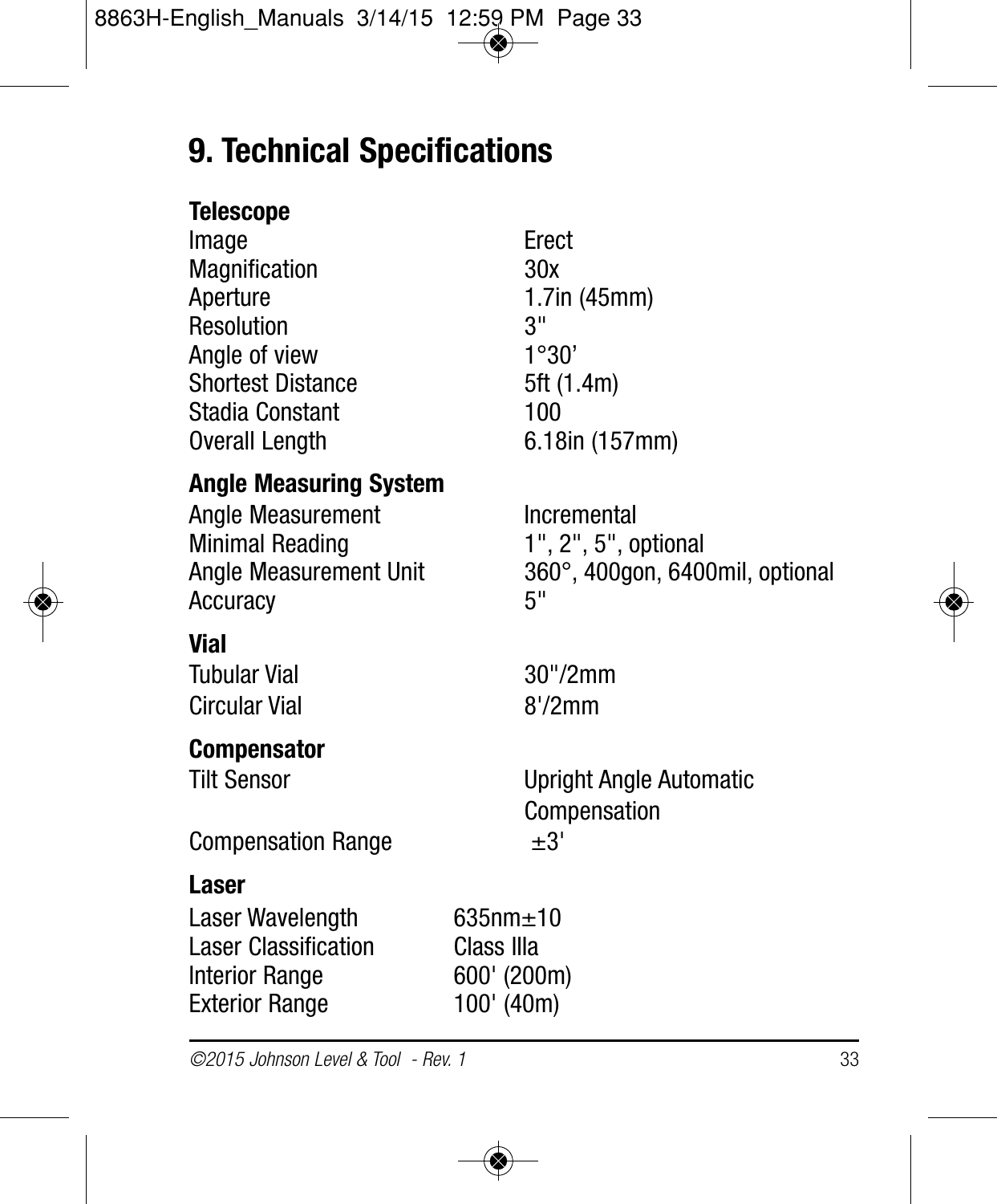# 9. Technical Specifications

**Telescope**

| | |
|---|---|
| Image | Erect |
| Magnification | 30x |
| Aperture | 1.7in (45mm) |
| Resolution | 3" |
| Angle of view | 1°30’ |
| Shortest Distance | 5ft (1.4m) |
| Stadia Constant | 100 |
| Overall Length | 6.18in (157mm) |

**Angle Measuring System**

| | |
|---|---|
| Angle Measurement | Incremental |
| Minimal Reading | 1", 2", 5", optional |
| Angle Measurement Unit | 360°, 400gon, 6400mil, optional |
| Accuracy | 5" |

**Vial**

| | |
|---|---|
| Tubular Vial | 30"/2mm |
| Circular Vial | 8'/2mm |

**Compensator**

| | |
|---|---|
| Tilt Sensor | Upright Angle Automatic Compensation |
| Compensation Range | ±3' |

**Laser**

| | |
|---|---|
| Laser Wavelength | 635nm±10 |
| Laser Classification | Class IIIa |
| Interior Range | 600' (200m) |
| Exterior Range | 100' (40m) |

*©2015 Johnson Level & Tool - Rev. 1*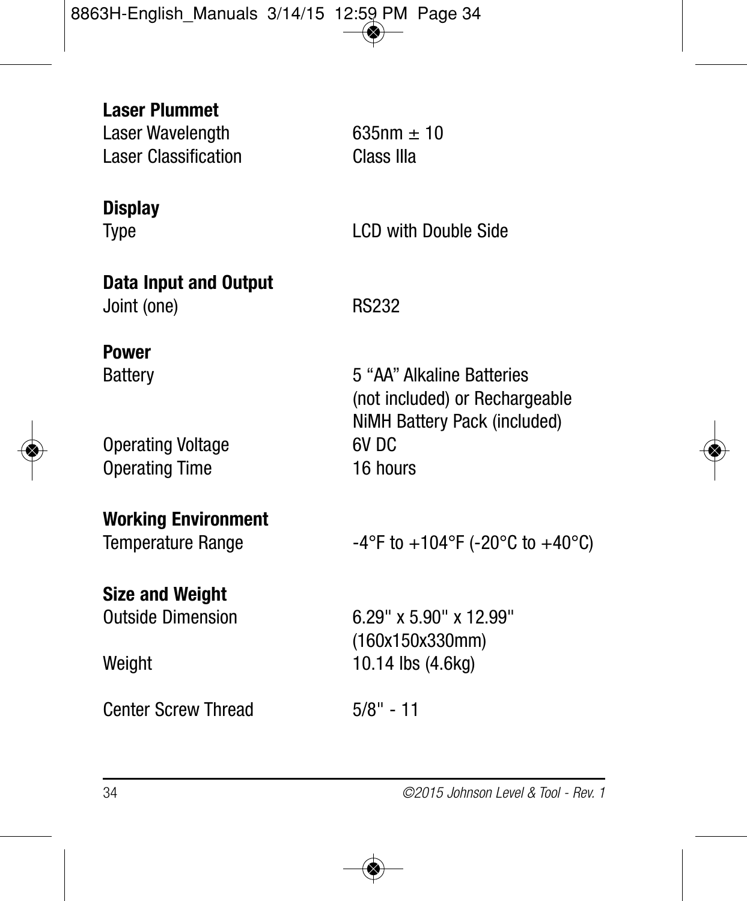**Laser Plummet**

| | |
|---|---|
| Laser Wavelength | 635nm ± 10 |
| Laser Classification | Class IIIa |

**Display**

| | |
|---|---|
| Type | LCD with Double Side |

**Data Input and Output**

| | |
|---|---|
| Joint (one) | RS232 |

**Power**

| | |
|---|---|
| Battery | 5 “AA” Alkaline Batteries (not included) or Rechargeable NiMH Battery Pack (included) |
| Operating Voltage | 6V DC |
| Operating Time | 16 hours |

**Working Environment**

| | |
|---|---|
| Temperature Range | -4°F to +104°F (-20°C to +40°C) |

**Size and Weight**

| | |
|---|---|
| Outside Dimension | 6.29" x 5.90" x 12.99" (160x150x330mm) |
| Weight | 10.14 lbs (4.6kg) |
| Center Screw Thread | 5/8" - 11 |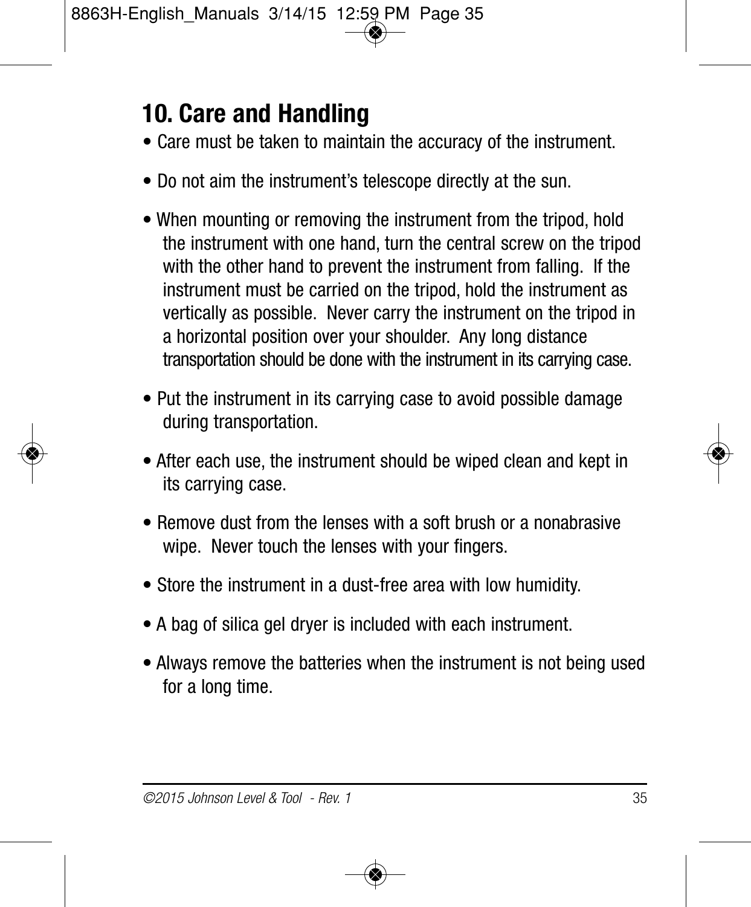## 10. Care and Handling

- Care must be taken to maintain the accuracy of the instrument.
- Do not aim the instrument's telescope directly at the sun.
- When mounting or removing the instrument from the tripod, hold the instrument with one hand, turn the central screw on the tripod with the other hand to prevent the instrument from falling. If the instrument must be carried on the tripod, hold the instrument as vertically as possible. Never carry the instrument on the tripod in a horizontal position over your shoulder. Any long distance transportation should be done with the instrument in its carrying case.
- Put the instrument in its carrying case to avoid possible damage during transportation.
- After each use, the instrument should be wiped clean and kept in its carrying case.
- Remove dust from the lenses with a soft brush or a nonabrasive wipe. Never touch the lenses with your fingers.
- Store the instrument in a dust-free area with low humidity.
- A bag of silica gel dryer is included with each instrument.
- Always remove the batteries when the instrument is not being used for a long time.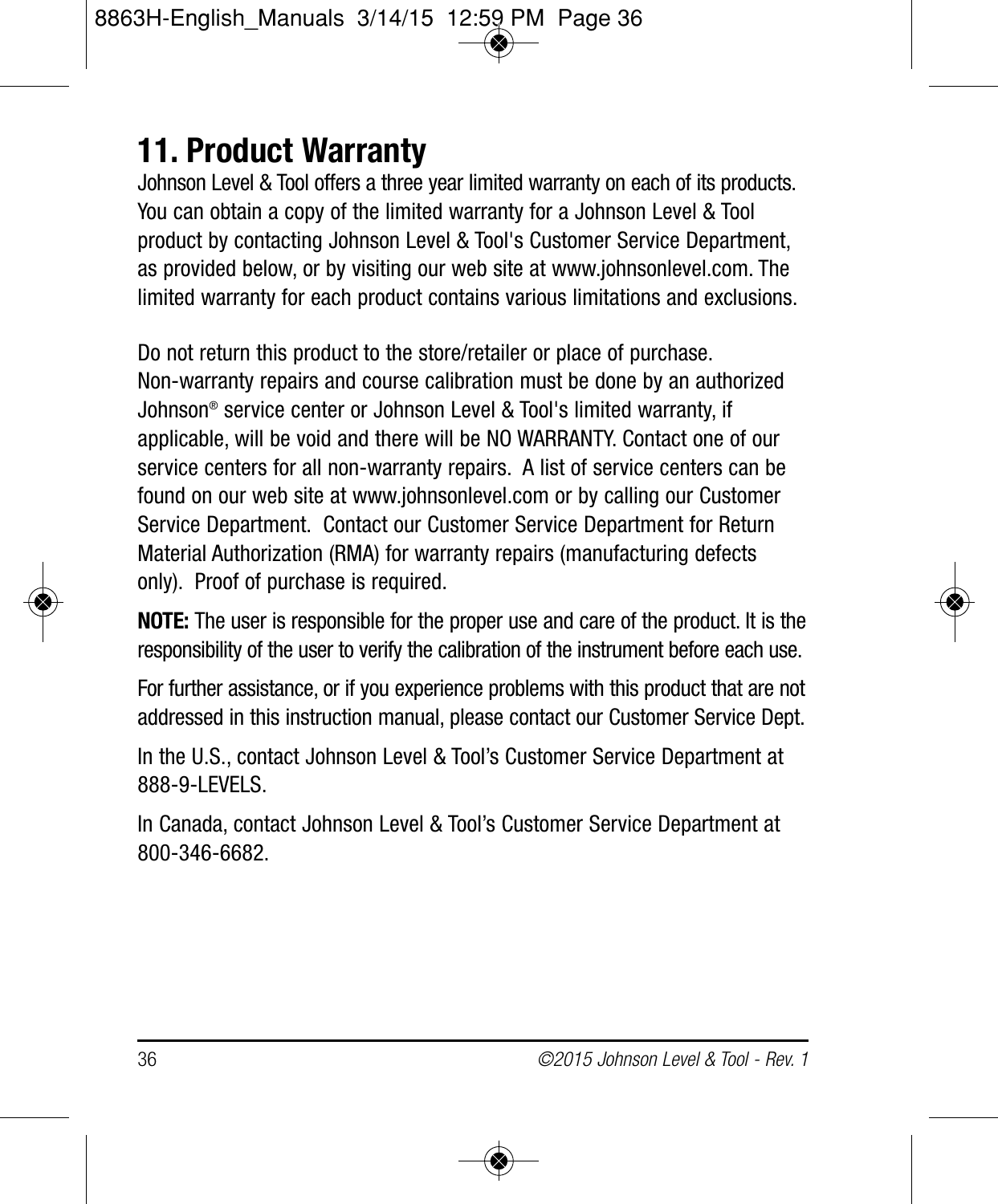# 11. Product Warranty

Johnson Level & Tool offers a three year limited warranty on each of its products. You can obtain a copy of the limited warranty for a Johnson Level & Tool product by contacting Johnson Level & Tool's Customer Service Department, as provided below, or by visiting our web site at www.johnsonlevel.com. The limited warranty for each product contains various limitations and exclusions.

Do not return this product to the store/retailer or place of purchase. Non-warranty repairs and course calibration must be done by an authorized Johnson® service center or Johnson Level & Tool's limited warranty, if applicable, will be void and there will be NO WARRANTY. Contact one of our service centers for all non-warranty repairs. A list of service centers can be found on our web site at www.johnsonlevel.com or by calling our Customer Service Department. Contact our Customer Service Department for Return Material Authorization (RMA) for warranty repairs (manufacturing defects only). Proof of purchase is required.

**NOTE:** The user is responsible for the proper use and care of the product. It is the responsibility of the user to verify the calibration of the instrument before each use.

For further assistance, or if you experience problems with this product that are not addressed in this instruction manual, please contact our Customer Service Dept.

In the U.S., contact Johnson Level & Tool's Customer Service Department at 888-9-LEVELS.

In Canada, contact Johnson Level & Tool's Customer Service Department at 800-346-6682.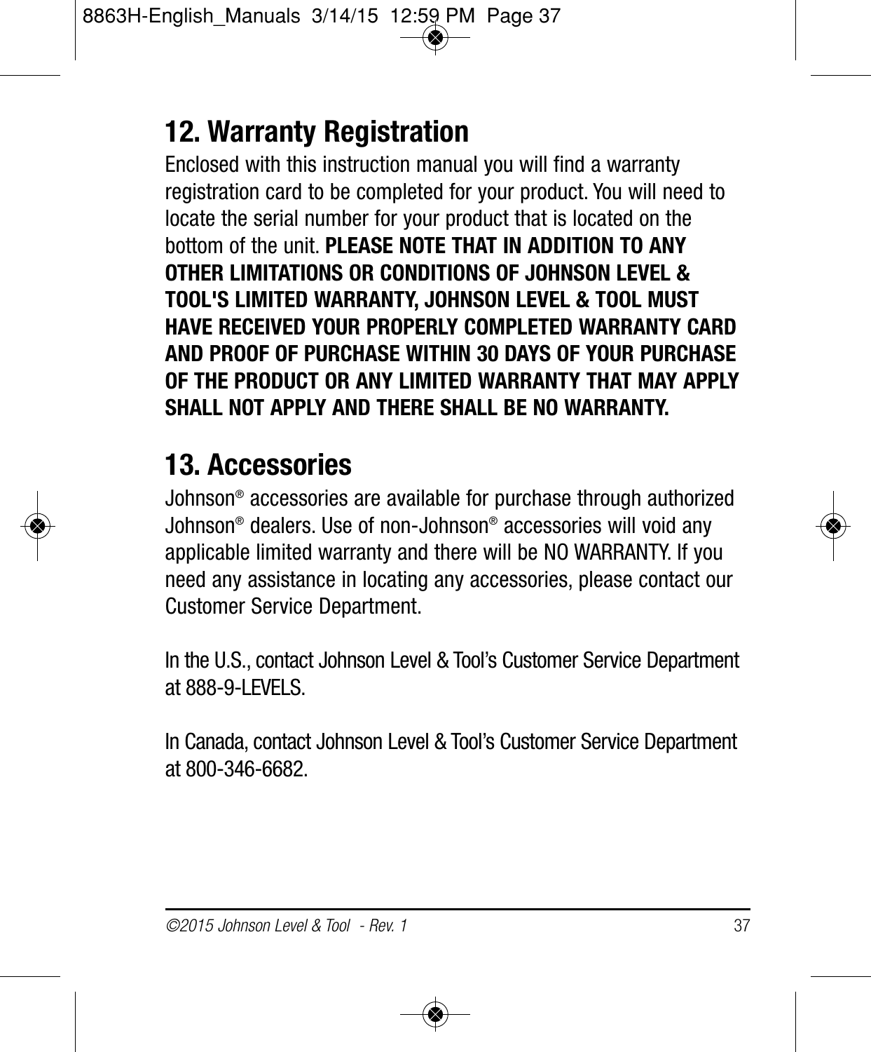## 12. Warranty Registration

Enclosed with this instruction manual you will find a warranty registration card to be completed for your product. You will need to locate the serial number for your product that is located on the bottom of the unit. **PLEASE NOTE THAT IN ADDITION TO ANY OTHER LIMITATIONS OR CONDITIONS OF JOHNSON LEVEL & TOOL'S LIMITED WARRANTY, JOHNSON LEVEL & TOOL MUST HAVE RECEIVED YOUR PROPERLY COMPLETED WARRANTY CARD AND PROOF OF PURCHASE WITHIN 30 DAYS OF YOUR PURCHASE OF THE PRODUCT OR ANY LIMITED WARRANTY THAT MAY APPLY SHALL NOT APPLY AND THERE SHALL BE NO WARRANTY.**

## 13. Accessories

Johnson® accessories are available for purchase through authorized Johnson® dealers. Use of non-Johnson® accessories will void any applicable limited warranty and there will be NO WARRANTY. If you need any assistance in locating any accessories, please contact our Customer Service Department.

In the U.S., contact Johnson Level & Tool's Customer Service Department at 888-9-LEVELS.

In Canada, contact Johnson Level & Tool's Customer Service Department at 800-346-6682.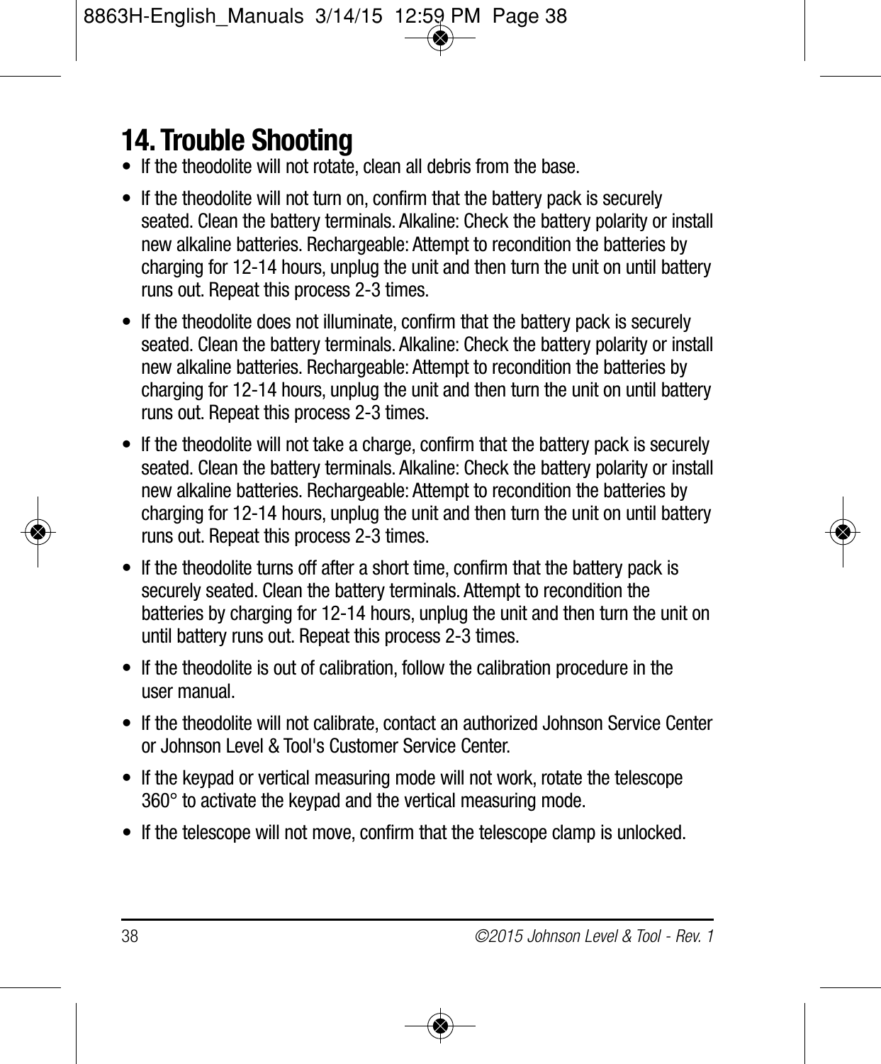# 14. Trouble Shooting

- If the theodolite will not rotate, clean all debris from the base.
- If the theodolite will not turn on, confirm that the battery pack is securely seated. Clean the battery terminals. Alkaline: Check the battery polarity or install new alkaline batteries. Rechargeable: Attempt to recondition the batteries by charging for 12-14 hours, unplug the unit and then turn the unit on until battery runs out. Repeat this process 2-3 times.
- If the theodolite does not illuminate, confirm that the battery pack is securely seated. Clean the battery terminals. Alkaline: Check the battery polarity or install new alkaline batteries. Rechargeable: Attempt to recondition the batteries by charging for 12-14 hours, unplug the unit and then turn the unit on until battery runs out. Repeat this process 2-3 times.
- If the theodolite will not take a charge, confirm that the battery pack is securely seated. Clean the battery terminals. Alkaline: Check the battery polarity or install new alkaline batteries. Rechargeable: Attempt to recondition the batteries by charging for 12-14 hours, unplug the unit and then turn the unit on until battery runs out. Repeat this process 2-3 times.
- If the theodolite turns off after a short time, confirm that the battery pack is securely seated. Clean the battery terminals. Attempt to recondition the batteries by charging for 12-14 hours, unplug the unit and then turn the unit on until battery runs out. Repeat this process 2-3 times.
- If the theodolite is out of calibration, follow the calibration procedure in the user manual.
- If the theodolite will not calibrate, contact an authorized Johnson Service Center or Johnson Level & Tool's Customer Service Center.
- If the keypad or vertical measuring mode will not work, rotate the telescope 360° to activate the keypad and the vertical measuring mode.
- If the telescope will not move, confirm that the telescope clamp is unlocked.